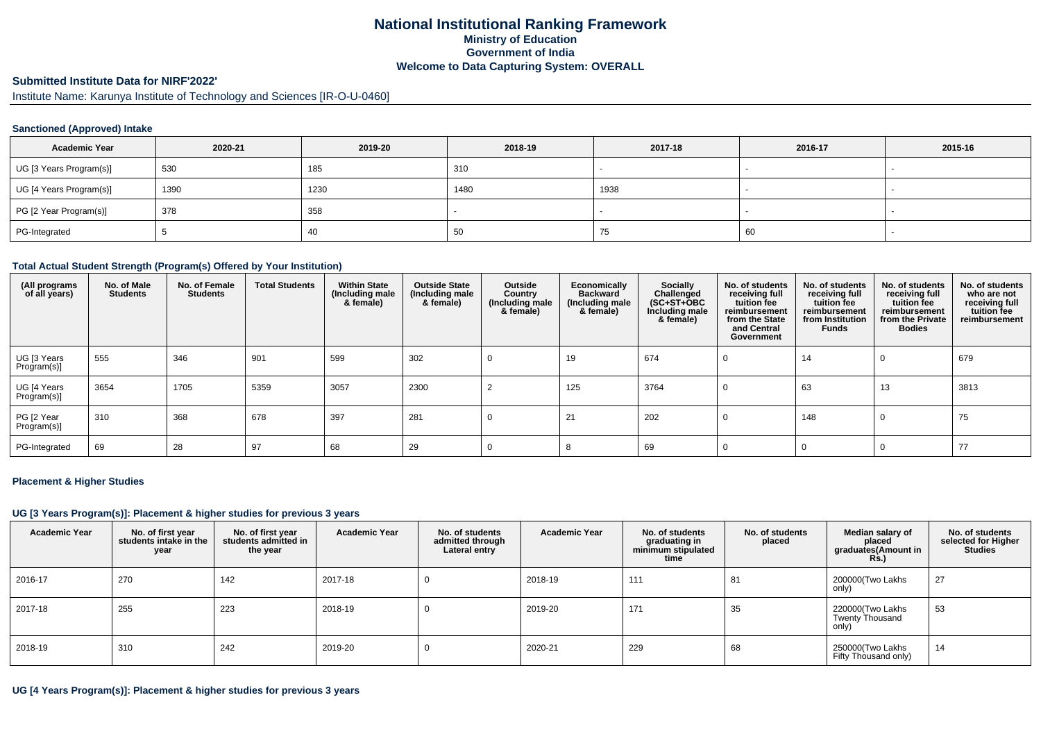# National Institutional Ranking Framework
## Ministry of Education
## Government of India
## Welcome to Data Capturing System: OVERALL

**Submitted Institute Data for NIRF'2022'**

Institute Name: Karunya Institute of Technology and Sciences [IR-O-U-0460]

### Sanctioned (Approved) Intake

| Academic Year | 2020-21 | 2019-20 | 2018-19 | 2017-18 | 2016-17 | 2015-16 |
|---|---|---|---|---|---|---|
| UG [3 Years Program(s)] | 530 | 185 | 310 | - | - | - |
| UG [4 Years Program(s)] | 1390 | 1230 | 1480 | 1938 | - | - |
| PG [2 Year Program(s)] | 378 | 358 | - | - | - | - |
| PG-Integrated | 5 | 40 | 50 | 75 | 60 | - |

### Total Actual Student Strength (Program(s) Offered by Your Institution)

| (All programs of all years) | No. of Male Students | No. of Female Students | Total Students | Within State (Including male & female) | Outside State (Including male & female) | Outside Country (Including male & female) | Economically Backward (Including male & female) | Socially Challenged (SC+ST+OBC Including male & female) | No. of students receiving full tuition fee reimbursement from the State and Central Government | No. of students receiving full tuition fee reimbursement from Institution Funds | No. of students receiving full tuition fee reimbursement from the Private Bodies | No. of students who are not receiving full tuition fee reimbursement |
|---|---|---|---|---|---|---|---|---|---|---|---|---|
| UG [3 Years Program(s)] | 555 | 346 | 901 | 599 | 302 | 0 | 19 | 674 | 0 | 14 | 0 | 679 |
| UG [4 Years Program(s)] | 3654 | 1705 | 5359 | 3057 | 2300 | 2 | 125 | 3764 | 0 | 63 | 13 | 3813 |
| PG [2 Year Program(s)] | 310 | 368 | 678 | 397 | 281 | 0 | 21 | 202 | 0 | 148 | 0 | 75 |
| PG-Integrated | 69 | 28 | 97 | 68 | 29 | 0 | 8 | 69 | 0 | 0 | 0 | 77 |

### Placement & Higher Studies

#### UG [3 Years Program(s)]: Placement & higher studies for previous 3 years

| Academic Year | No. of first year students intake in the year | No. of first year students admitted in the year | Academic Year | No. of students admitted through Lateral entry | Academic Year | No. of students graduating in minimum stipulated time | No. of students placed | Median salary of placed graduates(Amount in Rs.) | No. of students selected for Higher Studies |
|---|---|---|---|---|---|---|---|---|---|
| 2016-17 | 270 | 142 | 2017-18 | 0 | 2018-19 | 111 | 81 | 200000(Two Lakhs only) | 27 |
| 2017-18 | 255 | 223 | 2018-19 | 0 | 2019-20 | 171 | 35 | 220000(Two Lakhs Twenty Thousand only) | 53 |
| 2018-19 | 310 | 242 | 2019-20 | 0 | 2020-21 | 229 | 68 | 250000(Two Lakhs Fifty Thousand only) | 14 |

#### UG [4 Years Program(s)]: Placement & higher studies for previous 3 years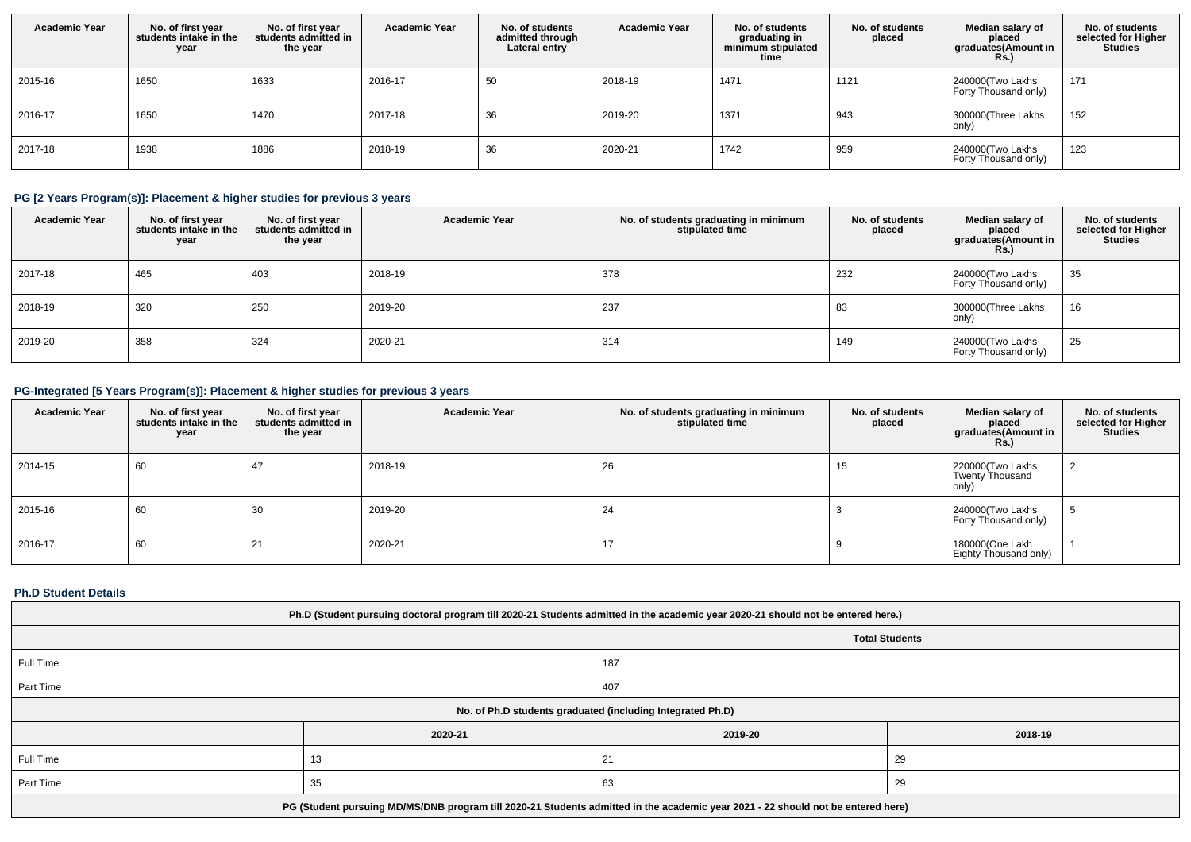| Academic Year | No. of first year students intake in the year | No. of first year students admitted in the year | Academic Year | No. of students admitted through Lateral entry | Academic Year | No. of students graduating in minimum stipulated time | No. of students placed | Median salary of placed graduates(Amount in Rs.) | No. of students selected for Higher Studies |
|---|---|---|---|---|---|---|---|---|---|
| 2015-16 | 1650 | 1633 | 2016-17 | 50 | 2018-19 | 1471 | 1121 | 240000(Two Lakhs Forty Thousand only) | 171 |
| 2016-17 | 1650 | 1470 | 2017-18 | 36 | 2019-20 | 1371 | 943 | 300000(Three Lakhs only) | 152 |
| 2017-18 | 1938 | 1886 | 2018-19 | 36 | 2020-21 | 1742 | 959 | 240000(Two Lakhs Forty Thousand only) | 123 |

### PG [2 Years Program(s)]: Placement & higher studies for previous 3 years

| Academic Year | No. of first year students intake in the year | No. of first year students admitted in the year | Academic Year | No. of students graduating in minimum stipulated time | No. of students placed | Median salary of placed graduates(Amount in Rs.) | No. of students selected for Higher Studies |
|---|---|---|---|---|---|---|---|
| 2017-18 | 465 | 403 | 2018-19 | 378 | 232 | 240000(Two Lakhs Forty Thousand only) | 35 |
| 2018-19 | 320 | 250 | 2019-20 | 237 | 83 | 300000(Three Lakhs only) | 16 |
| 2019-20 | 358 | 324 | 2020-21 | 314 | 149 | 240000(Two Lakhs Forty Thousand only) | 25 |

### PG-Integrated [5 Years Program(s)]: Placement & higher studies for previous 3 years

| Academic Year | No. of first year students intake in the year | No. of first year students admitted in the year | Academic Year | No. of students graduating in minimum stipulated time | No. of students placed | Median salary of placed graduates(Amount in Rs.) | No. of students selected for Higher Studies |
|---|---|---|---|---|---|---|---|
| 2014-15 | 60 | 47 | 2018-19 | 26 | 15 | 220000(Two Lakhs Twenty Thousand only) | 2 |
| 2015-16 | 60 | 30 | 2019-20 | 24 | 3 | 240000(Two Lakhs Forty Thousand only) | 5 |
| 2016-17 | 60 | 21 | 2020-21 | 17 | 9 | 180000(One Lakh Eighty Thousand only) | 1 |

### Ph.D Student Details

| Ph.D (Student pursuing doctoral program till 2020-21 Students admitted in the academic year 2020-21 should not be entered here.) | | | |
|---|---|---|---|
| | Total Students | | |
| Full Time | 187 | | |
| Part Time | 407 | | |
| **No. of Ph.D students graduated (including Integrated Ph.D)** | | | |
| | 2020-21 | 2019-20 | 2018-19 |
| Full Time | 13 | 21 | 29 |
| Part Time | 35 | 63 | 29 |
| **PG (Student pursuing MD/MS/DNB program till 2020-21 Students admitted in the academic year 2021 - 22 should not be entered here)** | | | |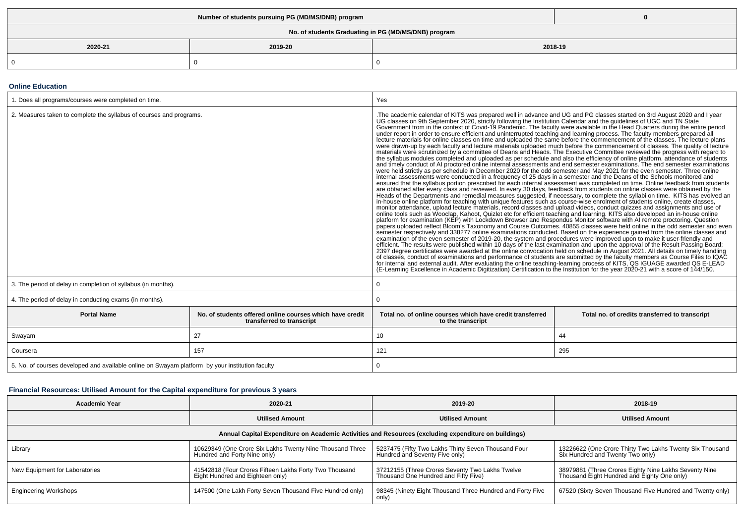| Number of students pursuing PG (MD/MS/DNB) program | | 0 |
|---|---|---|
| No. of students Graduating in PG (MD/MS/DNB) program | | |
| 2020-21 | 2019-20 | 2018-19 |
| 0 | 0 | 0 |

### Online Education

| 1. Does all programs/courses were completed on time. | | Yes | |
|---|---|---|---|
| 2. Measures taken to complete the syllabus of courses and programs. | | .The academic calendar of KITS was prepared well in advance and UG and PG classes started on 3rd August 2020 and I year UG classes on 9th September 2020, strictly following the Institution Calendar and the guidelines of UGC and TN State Government from in the context of Covid-19 Pandemic. The faculty were available in the Head Quarters during the entire period under report in order to ensure efficient and uninterrupted teaching and learning process. The faculty members prepared all lecture materials for online classes on time and uploaded the same before the commencement of the classes. The lecture plans were drawn-up by each faculty and lecture materials uploaded much before the commencement of classes. The quality of lecture materials were scrutinized by a committee of Deans and Heads. The Executive Committee reviewed the progress with regard to the syllabus modules completed and uploaded as per schedule and also the efficiency of online platform, attendance of students and timely conduct of AI proctored online internal assessments and end semester examinations. The end semester examinations were held strictly as per schedule in December 2020 for the odd semester and May 2021 for the even semester. Three online internal assessments were conducted in a frequency of 25 days in a semester and the Deans of the Schools monitored and ensured that the syllabus portion prescribed for each internal assessment was completed on time. Online feedback from students are obtained after every class and reviewed. In every 30 days, feedback from students on online classes were obtained by the Heads of the Departments and remedial measures suggested, if necessary, to complete the syllabi on time. KITS has evolved an in-house online platform for teaching with unique features such as course-wise enrolment of students online, create classes, monitor attendance, upload lecture materials, record classes and upload videos, conduct quizzes and assignments and use of online tools such as Wooclap, Kahoot, Quizlet etc for efficient teaching and learning. KITS also developed an in-house online platform for examination (KEP) with Lockdown Browser and Respondus Monitor software with AI remote proctoring. Question papers uploaded reflect Bloom's Taxonomy and Course Outcomes. 40855 classes were held online in the odd semester and even semester respectively and 338277 online examinations conducted. Based on the experience gained from the online classes and examination of the even semester of 2019-20, the system and procedures were improved upon to make it user-friendly and efficient. The results were published within 10 days of the last examination and upon the approval of the Result Passing Board; 2397 degree certificates were awarded at the online convocation held on schedule in August 2021. All details on timely handling of classes, conduct of examinations and performance of students are submitted by the faculty members as Course Files to IQAC for internal and external audit. After evaluating the online teaching-learning process of KITS, QS IGUAGE awarded QS E-LEAD (E-Learning Excellence in Academic Digitization) Certification to the Institution for the year 2020-21 with a score of 144/150. | |
| 3. The period of delay in completion of syllabus (in months). | | 0 | |
| 4. The period of delay in conducting exams (in months). | | 0 | |
| **Portal Name** | **No. of students offered online courses which have credit transferred to transcript** | **Total no. of online courses which have credit transferred to the transcript** | **Total no. of credits transferred to transcript** |
| Swayam | 27 | 10 | 44 |
| Coursera | 157 | 121 | 295 |
| 5. No. of courses developed and available online on Swayam platform by your institution faculty | | 0 | |

### Financial Resources: Utilised Amount for the Capital expenditure for previous 3 years

| Academic Year | 2020-21 | 2019-20 | 2018-19 |
|---|---|---|---|
| | Utilised Amount | Utilised Amount | Utilised Amount |
| Annual Capital Expenditure on Academic Activities and Resources (excluding expenditure on buildings) | | | |
| Library | 10629349 (One Crore Six Lakhs Twenty Nine Thousand Three Hundred and Forty Nine only) | 5237475 (Fifty Two Lakhs Thirty Seven Thousand Four Hundred and Seventy Five only) | 13226622 (One Crore Thirty Two Lakhs Twenty Six Thousand Six Hundred and Twenty Two only) |
| New Equipment for Laboratories | 41542818 (Four Crores Fifteen Lakhs Forty Two Thousand Eight Hundred and Eighteen only) | 37212155 (Three Crores Seventy Two Lakhs Twelve Thousand One Hundred and Fifty Five) | 38979881 (Three Crores Eighty Nine Lakhs Seventy Nine Thousand Eight Hundred and Eighty One only) |
| Engineering Workshops | 147500 (One Lakh Forty Seven Thousand Five Hundred only) | 98345 (Ninety Eight Thousand Three Hundred and Forty Five only) | 67520 (Sixty Seven Thousand Five Hundred and Twenty only) |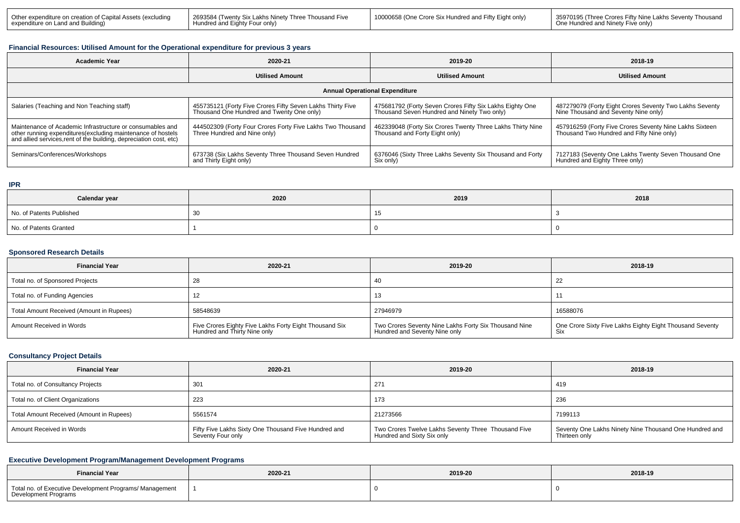| Other expenditure on creation of Capital Assets (excluding expenditure on Land and Building) | 2693584 (Twenty Six Lakhs Ninety Three Thousand Five Hundred and Eighty Four only) | 10000658 (One Crore Six Hundred and Fifty Eight only) | 35970195 (Three Crores Fifty Nine Lakhs Seventy Thousand One Hundred and Ninety Five only) |
|---|---|---|---|

### Financial Resources: Utilised Amount for the Operational expenditure for previous 3 years

| Academic Year | 2020-21 | 2019-20 | 2018-19 |
|---|---|---|---|
| | Utilised Amount | Utilised Amount | Utilised Amount |
| Annual Operational Expenditure | | | |
| Salaries (Teaching and Non Teaching staff) | 455735121 (Forty Five Crores Fifty Seven Lakhs Thirty Five Thousand One Hundred and Twenty One only) | 475681792 (Forty Seven Crores Fifty Six Lakhs Eighty One Thousand Seven Hundred and Ninety Two only) | 487279079 (Forty Eight Crores Seventy Two Lakhs Seventy Nine Thousand and Seventy Nine only) |
| Maintenance of Academic Infrastructure or consumables and other running expenditures(excluding maintenance of hostels and allied services,rent of the building, depreciation cost, etc) | 444502309 (Forty Four Crores Forty Five Lakhs Two Thousand Three Hundred and Nine only) | 462339048 (Forty Six Crores Twenty Three Lakhs Thirty Nine Thousand and Forty Eight only) | 457916259 (Forty Five Crores Seventy Nine Lakhs Sixteen Thousand Two Hundred and Fifty Nine only) |
| Seminars/Conferences/Workshops | 673738 (Six Lakhs Seventy Three Thousand Seven Hundred and Thirty Eight only) | 6376046 (Sixty Three Lakhs Seventy Six Thousand and Forty Six only) | 7127183 (Seventy One Lakhs Twenty Seven Thousand One Hundred and Eighty Three only) |

### IPR

| Calendar year | 2020 | 2019 | 2018 |
|---|---|---|---|
| No. of Patents Published | 30 | 15 | 3 |
| No. of Patents Granted | 1 | 0 | 0 |

### Sponsored Research Details

| Financial Year | 2020-21 | 2019-20 | 2018-19 |
|---|---|---|---|
| Total no. of Sponsored Projects | 28 | 40 | 22 |
| Total no. of Funding Agencies | 12 | 13 | 11 |
| Total Amount Received (Amount in Rupees) | 58548639 | 27946979 | 16588076 |
| Amount Received in Words | Five Crores Eighty Five Lakhs Forty Eight Thousand Six Hundred and Thirty Nine only | Two Crores Seventy Nine Lakhs Forty Six Thousand Nine Hundred and Seventy Nine only | One Crore Sixty Five Lakhs Eighty Eight Thousand Seventy Six |

### Consultancy Project Details

| Financial Year | 2020-21 | 2019-20 | 2018-19 |
|---|---|---|---|
| Total no. of Consultancy Projects | 301 | 271 | 419 |
| Total no. of Client Organizations | 223 | 173 | 236 |
| Total Amount Received (Amount in Rupees) | 5561574 | 21273566 | 7199113 |
| Amount Received in Words | Fifty Five Lakhs Sixty One Thousand Five Hundred and Seventy Four only | Two Crores Twelve Lakhs Seventy Three Thousand Five Hundred and Sixty Six only | Seventy One Lakhs Ninety Nine Thousand One Hundred and Thirteen only |

### Executive Development Program/Management Development Programs

| Financial Year | 2020-21 | 2019-20 | 2018-19 |
|---|---|---|---|
| Total no. of Executive Development Programs/ Management Development Programs | 1 | 0 | 0 |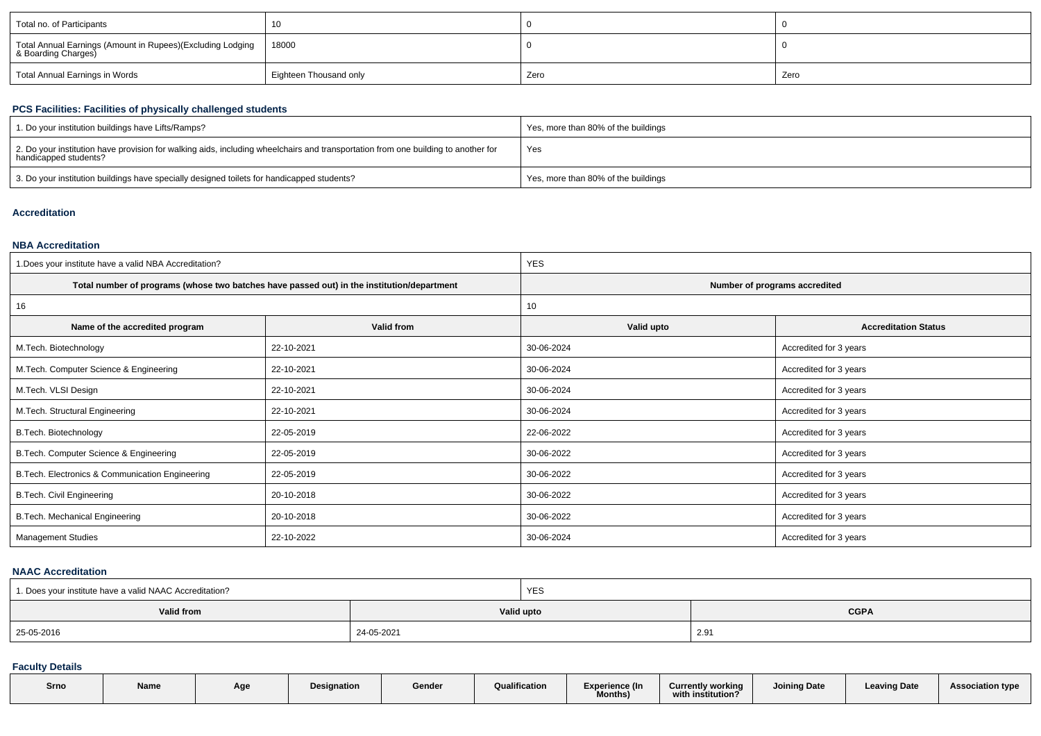| Total no. of Participants | 10 | 0 | 0 |
|---|---|---|---|
| Total Annual Earnings (Amount in Rupees)(Excluding Lodging & Boarding Charges) | 18000 | 0 | 0 |
| Total Annual Earnings in Words | Eighteen Thousand only | Zero | Zero |

### PCS Facilities: Facilities of physically challenged students

| 1. Do your institution buildings have Lifts/Ramps? | Yes, more than 80% of the buildings |
|---|---|
| 2. Do your institution have provision for walking aids, including wheelchairs and transportation from one building to another for handicapped students? | Yes |
| 3. Do your institution buildings have specially designed toilets for handicapped students? | Yes, more than 80% of the buildings |

### Accreditation

### NBA Accreditation

| 1.Does your institute have a valid NBA Accreditation? | | YES | |
|---|---|---|---|
| **Total number of programs (whose two batches have passed out) in the institution/department** | | **Number of programs accredited** | |
| 16 | | 10 | |
| **Name of the accredited program** | **Valid from** | **Valid upto** | **Accreditation Status** |
| M.Tech. Biotechnology | 22-10-2021 | 30-06-2024 | Accredited for 3 years |
| M.Tech. Computer Science & Engineering | 22-10-2021 | 30-06-2024 | Accredited for 3 years |
| M.Tech. VLSI Design | 22-10-2021 | 30-06-2024 | Accredited for 3 years |
| M.Tech. Structural Engineering | 22-10-2021 | 30-06-2024 | Accredited for 3 years |
| B.Tech. Biotechnology | 22-05-2019 | 22-06-2022 | Accredited for 3 years |
| B.Tech. Computer Science & Engineering | 22-05-2019 | 30-06-2022 | Accredited for 3 years |
| B.Tech. Electronics & Communication Engineering | 22-05-2019 | 30-06-2022 | Accredited for 3 years |
| B.Tech. Civil Engineering | 20-10-2018 | 30-06-2022 | Accredited for 3 years |
| B.Tech. Mechanical Engineering | 20-10-2018 | 30-06-2022 | Accredited for 3 years |
| Management Studies | 22-10-2022 | 30-06-2024 | Accredited for 3 years |

### NAAC Accreditation

| 1. Does your institute have a valid NAAC Accreditation? | YES | |
|---|---|---|
| **Valid from** | **Valid upto** | **CGPA** |
| 25-05-2016 | 24-05-2021 | 2.91 |

### Faculty Details

| Srno | Name | Age | Designation | Gender | Qualification | Experience (In Months) | Currently working with institution? | Joining Date | Leaving Date | Association type |
|---|---|---|---|---|---|---|---|---|---|---|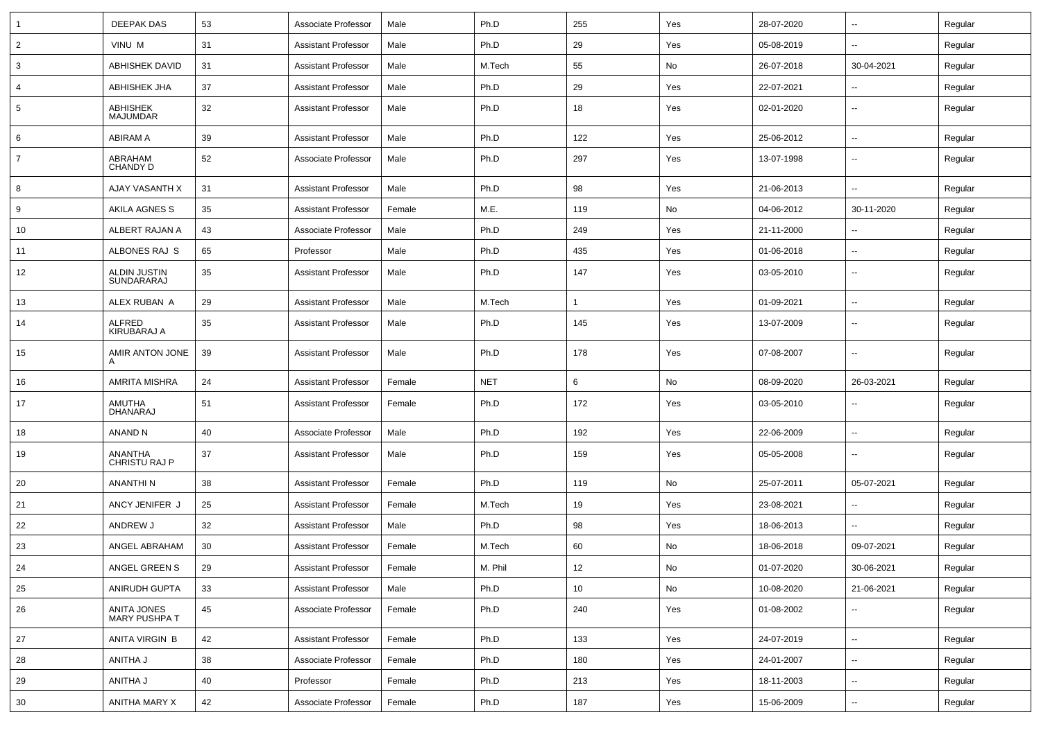| | | | | | | | | | | |
|---|---|---|---|---|---|---|---|---|---|---|
| 1 | DEEPAK DAS | 53 | Associate Professor | Male | Ph.D | 255 | Yes | 28-07-2020 | -- | Regular |
| 2 | VINU M | 31 | Assistant Professor | Male | Ph.D | 29 | Yes | 05-08-2019 | -- | Regular |
| 3 | ABHISHEK DAVID | 31 | Assistant Professor | Male | M.Tech | 55 | No | 26-07-2018 | 30-04-2021 | Regular |
| 4 | ABHISHEK JHA | 37 | Assistant Professor | Male | Ph.D | 29 | Yes | 22-07-2021 | -- | Regular |
| 5 | ABHISHEK MAJUMDAR | 32 | Assistant Professor | Male | Ph.D | 18 | Yes | 02-01-2020 | -- | Regular |
| 6 | ABIRAM A | 39 | Assistant Professor | Male | Ph.D | 122 | Yes | 25-06-2012 | -- | Regular |
| 7 | ABRAHAM CHANDY D | 52 | Associate Professor | Male | Ph.D | 297 | Yes | 13-07-1998 | -- | Regular |
| 8 | AJAY VASANTH X | 31 | Assistant Professor | Male | Ph.D | 98 | Yes | 21-06-2013 | -- | Regular |
| 9 | AKILA AGNES S | 35 | Assistant Professor | Female | M.E. | 119 | No | 04-06-2012 | 30-11-2020 | Regular |
| 10 | ALBERT RAJAN A | 43 | Associate Professor | Male | Ph.D | 249 | Yes | 21-11-2000 | -- | Regular |
| 11 | ALBONES RAJ S | 65 | Professor | Male | Ph.D | 435 | Yes | 01-06-2018 | -- | Regular |
| 12 | ALDIN JUSTIN SUNDARARAJ | 35 | Assistant Professor | Male | Ph.D | 147 | Yes | 03-05-2010 | -- | Regular |
| 13 | ALEX RUBAN A | 29 | Assistant Professor | Male | M.Tech | 1 | Yes | 01-09-2021 | -- | Regular |
| 14 | ALFRED KIRUBARAJ A | 35 | Assistant Professor | Male | Ph.D | 145 | Yes | 13-07-2009 | -- | Regular |
| 15 | AMIR ANTON JONE A | 39 | Assistant Professor | Male | Ph.D | 178 | Yes | 07-08-2007 | -- | Regular |
| 16 | AMRITA MISHRA | 24 | Assistant Professor | Female | NET | 6 | No | 08-09-2020 | 26-03-2021 | Regular |
| 17 | AMUTHA DHANARAJ | 51 | Assistant Professor | Female | Ph.D | 172 | Yes | 03-05-2010 | -- | Regular |
| 18 | ANAND N | 40 | Associate Professor | Male | Ph.D | 192 | Yes | 22-06-2009 | -- | Regular |
| 19 | ANANTHA CHRISTU RAJ P | 37 | Assistant Professor | Male | Ph.D | 159 | Yes | 05-05-2008 | -- | Regular |
| 20 | ANANTHI N | 38 | Assistant Professor | Female | Ph.D | 119 | No | 25-07-2011 | 05-07-2021 | Regular |
| 21 | ANCY JENIFER J | 25 | Assistant Professor | Female | M.Tech | 19 | Yes | 23-08-2021 | -- | Regular |
| 22 | ANDREW J | 32 | Assistant Professor | Male | Ph.D | 98 | Yes | 18-06-2013 | -- | Regular |
| 23 | ANGEL ABRAHAM | 30 | Assistant Professor | Female | M.Tech | 60 | No | 18-06-2018 | 09-07-2021 | Regular |
| 24 | ANGEL GREEN S | 29 | Assistant Professor | Female | M. Phil | 12 | No | 01-07-2020 | 30-06-2021 | Regular |
| 25 | ANIRUDH GUPTA | 33 | Assistant Professor | Male | Ph.D | 10 | No | 10-08-2020 | 21-06-2021 | Regular |
| 26 | ANITA JONES MARY PUSHPA T | 45 | Associate Professor | Female | Ph.D | 240 | Yes | 01-08-2002 | -- | Regular |
| 27 | ANITA VIRGIN B | 42 | Assistant Professor | Female | Ph.D | 133 | Yes | 24-07-2019 | -- | Regular |
| 28 | ANITHA J | 38 | Associate Professor | Female | Ph.D | 180 | Yes | 24-01-2007 | -- | Regular |
| 29 | ANITHA J | 40 | Professor | Female | Ph.D | 213 | Yes | 18-11-2003 | -- | Regular |
| 30 | ANITHA MARY X | 42 | Associate Professor | Female | Ph.D | 187 | Yes | 15-06-2009 | -- | Regular |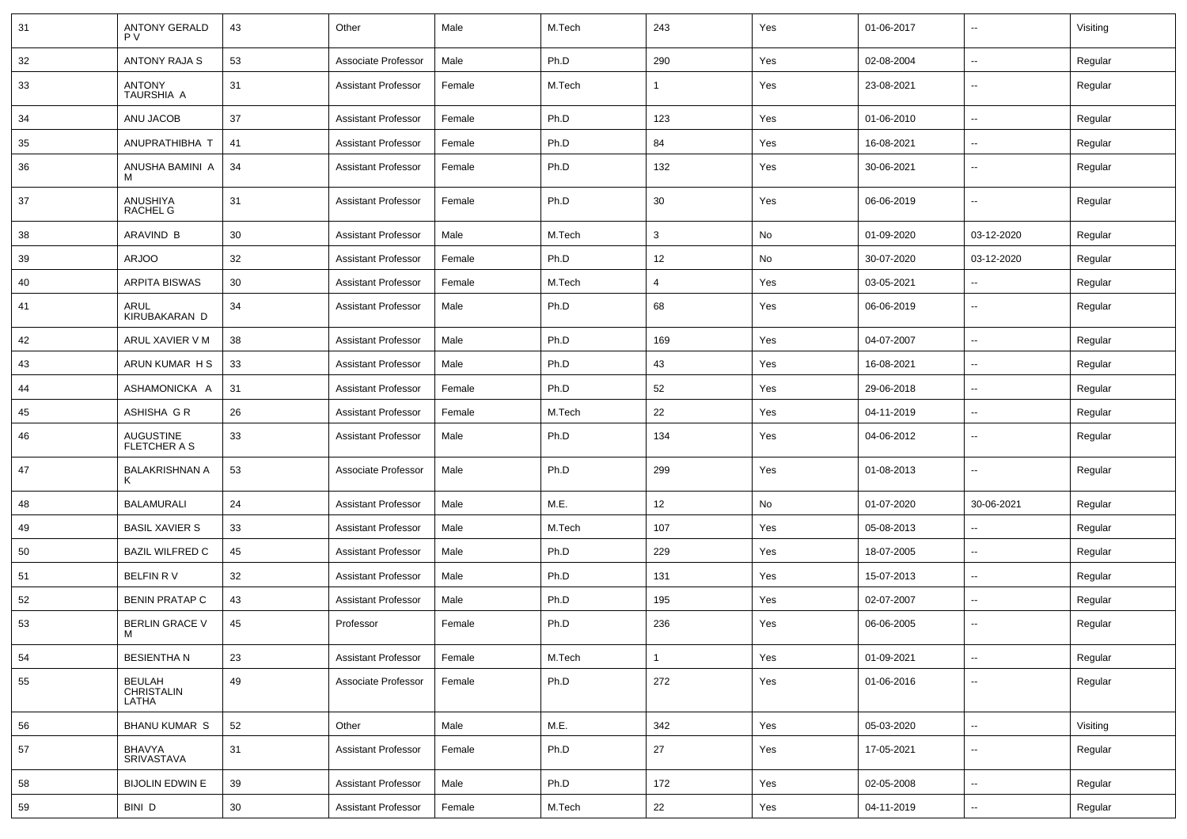| 31 | ANTONY GERALD P V | 43 | Other | Male | M.Tech | 243 | Yes | 01-06-2017 | -- | Visiting |
|---|---|---|---|---|---|---|---|---|---|---|
| 32 | ANTONY RAJA S | 53 | Associate Professor | Male | Ph.D | 290 | Yes | 02-08-2004 | -- | Regular |
| 33 | ANTONY TAURSHIA A | 31 | Assistant Professor | Female | M.Tech | 1 | Yes | 23-08-2021 | -- | Regular |
| 34 | ANU JACOB | 37 | Assistant Professor | Female | Ph.D | 123 | Yes | 01-06-2010 | -- | Regular |
| 35 | ANUPRATHIBHA T | 41 | Assistant Professor | Female | Ph.D | 84 | Yes | 16-08-2021 | -- | Regular |
| 36 | ANUSHA BAMINI A M | 34 | Assistant Professor | Female | Ph.D | 132 | Yes | 30-06-2021 | -- | Regular |
| 37 | ANUSHIYA RACHEL G | 31 | Assistant Professor | Female | Ph.D | 30 | Yes | 06-06-2019 | -- | Regular |
| 38 | ARAVIND B | 30 | Assistant Professor | Male | M.Tech | 3 | No | 01-09-2020 | 03-12-2020 | Regular |
| 39 | ARJOO | 32 | Assistant Professor | Female | Ph.D | 12 | No | 30-07-2020 | 03-12-2020 | Regular |
| 40 | ARPITA BISWAS | 30 | Assistant Professor | Female | M.Tech | 4 | Yes | 03-05-2021 | -- | Regular |
| 41 | ARUL KIRUBAKARAN D | 34 | Assistant Professor | Male | Ph.D | 68 | Yes | 06-06-2019 | -- | Regular |
| 42 | ARUL XAVIER V M | 38 | Assistant Professor | Male | Ph.D | 169 | Yes | 04-07-2007 | -- | Regular |
| 43 | ARUN KUMAR H S | 33 | Assistant Professor | Male | Ph.D | 43 | Yes | 16-08-2021 | -- | Regular |
| 44 | ASHAMONICKA A | 31 | Assistant Professor | Female | Ph.D | 52 | Yes | 29-06-2018 | -- | Regular |
| 45 | ASHISHA G R | 26 | Assistant Professor | Female | M.Tech | 22 | Yes | 04-11-2019 | -- | Regular |
| 46 | AUGUSTINE FLETCHER A S | 33 | Assistant Professor | Male | Ph.D | 134 | Yes | 04-06-2012 | -- | Regular |
| 47 | BALAKRISHNAN A K | 53 | Associate Professor | Male | Ph.D | 299 | Yes | 01-08-2013 | -- | Regular |
| 48 | BALAMURALI | 24 | Assistant Professor | Male | M.E. | 12 | No | 01-07-2020 | 30-06-2021 | Regular |
| 49 | BASIL XAVIER S | 33 | Assistant Professor | Male | M.Tech | 107 | Yes | 05-08-2013 | -- | Regular |
| 50 | BAZIL WILFRED C | 45 | Assistant Professor | Male | Ph.D | 229 | Yes | 18-07-2005 | -- | Regular |
| 51 | BELFIN R V | 32 | Assistant Professor | Male | Ph.D | 131 | Yes | 15-07-2013 | -- | Regular |
| 52 | BENIN PRATAP C | 43 | Assistant Professor | Male | Ph.D | 195 | Yes | 02-07-2007 | -- | Regular |
| 53 | BERLIN GRACE V M | 45 | Professor | Female | Ph.D | 236 | Yes | 06-06-2005 | -- | Regular |
| 54 | BESIENTHA N | 23 | Assistant Professor | Female | M.Tech | 1 | Yes | 01-09-2021 | -- | Regular |
| 55 | BEULAH CHRISTALIN LATHA | 49 | Associate Professor | Female | Ph.D | 272 | Yes | 01-06-2016 | -- | Regular |
| 56 | BHANU KUMAR S | 52 | Other | Male | M.E. | 342 | Yes | 05-03-2020 | -- | Visiting |
| 57 | BHAVYA SRIVASTAVA | 31 | Assistant Professor | Female | Ph.D | 27 | Yes | 17-05-2021 | -- | Regular |
| 58 | BIJOLIN EDWIN E | 39 | Assistant Professor | Male | Ph.D | 172 | Yes | 02-05-2008 | -- | Regular |
| 59 | BINI D | 30 | Assistant Professor | Female | M.Tech | 22 | Yes | 04-11-2019 | -- | Regular |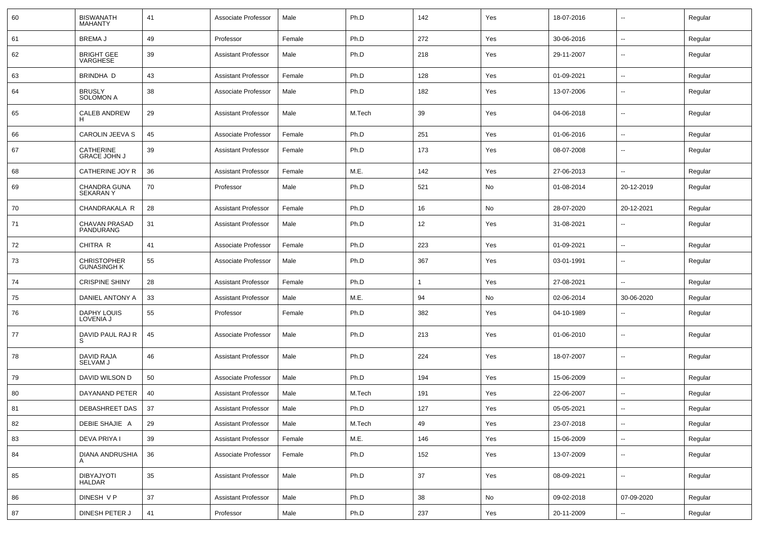| 60 | BISWANATH MAHANTY | 41 | Associate Professor | Male | Ph.D | 142 | Yes | 18-07-2016 | -- | Regular |
|---|---|---|---|---|---|---|---|---|---|---|
| 61 | BREMA J | 49 | Professor | Female | Ph.D | 272 | Yes | 30-06-2016 | -- | Regular |
| 62 | BRIGHT GEE VARGHESE | 39 | Assistant Professor | Male | Ph.D | 218 | Yes | 29-11-2007 | -- | Regular |
| 63 | BRINDHA D | 43 | Assistant Professor | Female | Ph.D | 128 | Yes | 01-09-2021 | -- | Regular |
| 64 | BRUSLY SOLOMON A | 38 | Associate Professor | Male | Ph.D | 182 | Yes | 13-07-2006 | -- | Regular |
| 65 | CALEB ANDREW H | 29 | Assistant Professor | Male | M.Tech | 39 | Yes | 04-06-2018 | -- | Regular |
| 66 | CAROLIN JEEVA S | 45 | Associate Professor | Female | Ph.D | 251 | Yes | 01-06-2016 | -- | Regular |
| 67 | CATHERINE GRACE JOHN J | 39 | Assistant Professor | Female | Ph.D | 173 | Yes | 08-07-2008 | -- | Regular |
| 68 | CATHERINE JOY R | 36 | Assistant Professor | Female | M.E. | 142 | Yes | 27-06-2013 | -- | Regular |
| 69 | CHANDRA GUNA SEKARAN Y | 70 | Professor | Male | Ph.D | 521 | No | 01-08-2014 | 20-12-2019 | Regular |
| 70 | CHANDRAKALA R | 28 | Assistant Professor | Female | Ph.D | 16 | No | 28-07-2020 | 20-12-2021 | Regular |
| 71 | CHAVAN PRASAD PANDURANG | 31 | Assistant Professor | Male | Ph.D | 12 | Yes | 31-08-2021 | -- | Regular |
| 72 | CHITRA R | 41 | Associate Professor | Female | Ph.D | 223 | Yes | 01-09-2021 | -- | Regular |
| 73 | CHRISTOPHER GUNASINGH K | 55 | Associate Professor | Male | Ph.D | 367 | Yes | 03-01-1991 | -- | Regular |
| 74 | CRISPINE SHINY | 28 | Assistant Professor | Female | Ph.D | 1 | Yes | 27-08-2021 | -- | Regular |
| 75 | DANIEL ANTONY A | 33 | Assistant Professor | Male | M.E. | 94 | No | 02-06-2014 | 30-06-2020 | Regular |
| 76 | DAPHY LOUIS LOVENIA J | 55 | Professor | Female | Ph.D | 382 | Yes | 04-10-1989 | -- | Regular |
| 77 | DAVID PAUL RAJ R S | 45 | Associate Professor | Male | Ph.D | 213 | Yes | 01-06-2010 | -- | Regular |
| 78 | DAVID RAJA SELVAM J | 46 | Assistant Professor | Male | Ph.D | 224 | Yes | 18-07-2007 | -- | Regular |
| 79 | DAVID WILSON D | 50 | Associate Professor | Male | Ph.D | 194 | Yes | 15-06-2009 | -- | Regular |
| 80 | DAYANAND PETER | 40 | Assistant Professor | Male | M.Tech | 191 | Yes | 22-06-2007 | -- | Regular |
| 81 | DEBASHREET DAS | 37 | Assistant Professor | Male | Ph.D | 127 | Yes | 05-05-2021 | -- | Regular |
| 82 | DEBIE SHAJIE A | 29 | Assistant Professor | Male | M.Tech | 49 | Yes | 23-07-2018 | -- | Regular |
| 83 | DEVA PRIYA I | 39 | Assistant Professor | Female | M.E. | 146 | Yes | 15-06-2009 | -- | Regular |
| 84 | DIANA ANDRUSHIA A | 36 | Associate Professor | Female | Ph.D | 152 | Yes | 13-07-2009 | -- | Regular |
| 85 | DIBYAJYOTI HALDAR | 35 | Assistant Professor | Male | Ph.D | 37 | Yes | 08-09-2021 | -- | Regular |
| 86 | DINESH V P | 37 | Assistant Professor | Male | Ph.D | 38 | No | 09-02-2018 | 07-09-2020 | Regular |
| 87 | DINESH PETER J | 41 | Professor | Male | Ph.D | 237 | Yes | 20-11-2009 | -- | Regular |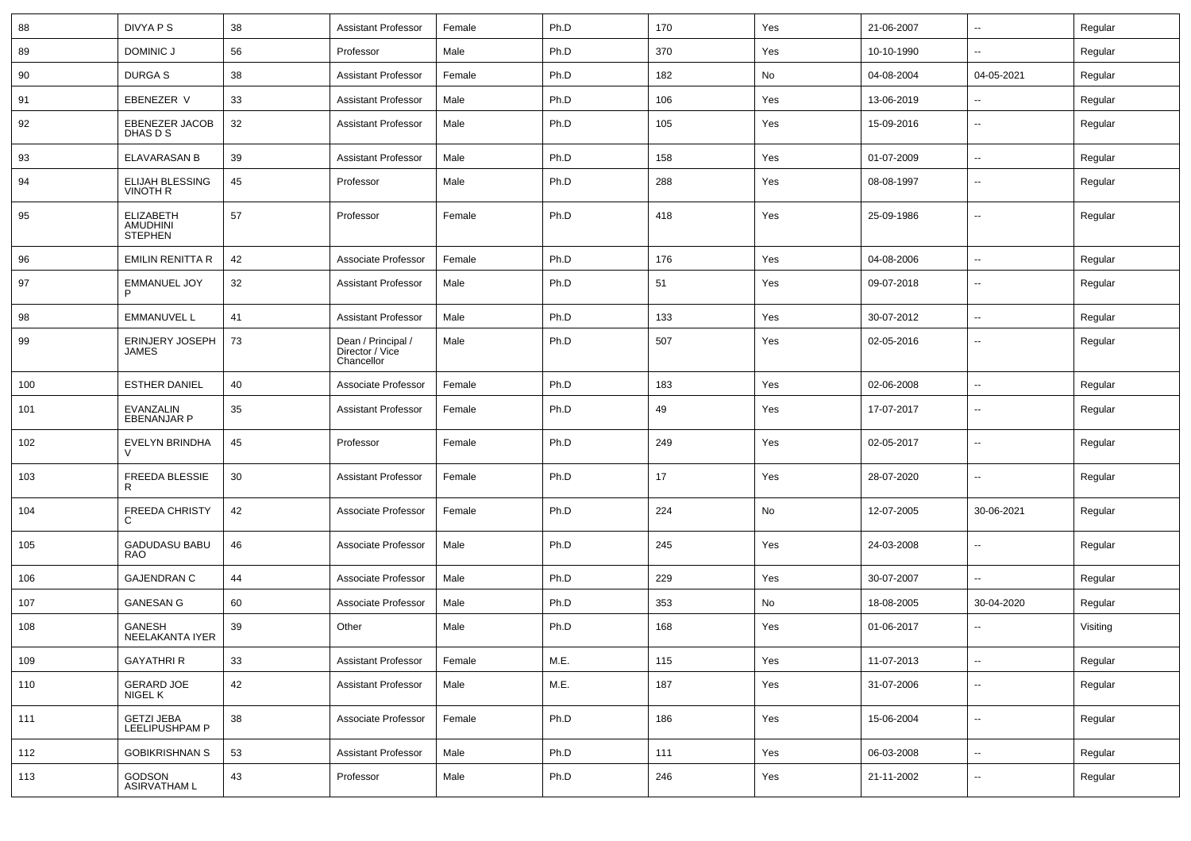| 88 | DIVYA P S | 38 | Assistant Professor | Female | Ph.D | 170 | Yes | 21-06-2007 | -- | Regular |
|---|---|---|---|---|---|---|---|---|---|---|
| 89 | DOMINIC J | 56 | Professor | Male | Ph.D | 370 | Yes | 10-10-1990 | -- | Regular |
| 90 | DURGA S | 38 | Assistant Professor | Female | Ph.D | 182 | No | 04-08-2004 | 04-05-2021 | Regular |
| 91 | EBENEZER V | 33 | Assistant Professor | Male | Ph.D | 106 | Yes | 13-06-2019 | -- | Regular |
| 92 | EBENEZER JACOB DHAS D S | 32 | Assistant Professor | Male | Ph.D | 105 | Yes | 15-09-2016 | -- | Regular |
| 93 | ELAVARASAN B | 39 | Assistant Professor | Male | Ph.D | 158 | Yes | 01-07-2009 | -- | Regular |
| 94 | ELIJAH BLESSING VINOTH R | 45 | Professor | Male | Ph.D | 288 | Yes | 08-08-1997 | -- | Regular |
| 95 | ELIZABETH AMUDHINI STEPHEN | 57 | Professor | Female | Ph.D | 418 | Yes | 25-09-1986 | -- | Regular |
| 96 | EMILIN RENITTA R | 42 | Associate Professor | Female | Ph.D | 176 | Yes | 04-08-2006 | -- | Regular |
| 97 | EMMANUEL JOY P | 32 | Assistant Professor | Male | Ph.D | 51 | Yes | 09-07-2018 | -- | Regular |
| 98 | EMMANUVEL L | 41 | Assistant Professor | Male | Ph.D | 133 | Yes | 30-07-2012 | -- | Regular |
| 99 | ERINJERY JOSEPH JAMES | 73 | Dean / Principal / Director / Vice Chancellor | Male | Ph.D | 507 | Yes | 02-05-2016 | -- | Regular |
| 100 | ESTHER DANIEL | 40 | Associate Professor | Female | Ph.D | 183 | Yes | 02-06-2008 | -- | Regular |
| 101 | EVANZALIN EBENANJAR P | 35 | Assistant Professor | Female | Ph.D | 49 | Yes | 17-07-2017 | -- | Regular |
| 102 | EVELYN BRINDHA V | 45 | Professor | Female | Ph.D | 249 | Yes | 02-05-2017 | -- | Regular |
| 103 | FREEDA BLESSIE R | 30 | Assistant Professor | Female | Ph.D | 17 | Yes | 28-07-2020 | -- | Regular |
| 104 | FREEDA CHRISTY C | 42 | Associate Professor | Female | Ph.D | 224 | No | 12-07-2005 | 30-06-2021 | Regular |
| 105 | GADUDASU BABU RAO | 46 | Associate Professor | Male | Ph.D | 245 | Yes | 24-03-2008 | -- | Regular |
| 106 | GAJENDRAN C | 44 | Associate Professor | Male | Ph.D | 229 | Yes | 30-07-2007 | -- | Regular |
| 107 | GANESAN G | 60 | Associate Professor | Male | Ph.D | 353 | No | 18-08-2005 | 30-04-2020 | Regular |
| 108 | GANESH NEELAKANTA IYER | 39 | Other | Male | Ph.D | 168 | Yes | 01-06-2017 | -- | Visiting |
| 109 | GAYATHRI R | 33 | Assistant Professor | Female | M.E. | 115 | Yes | 11-07-2013 | -- | Regular |
| 110 | GERARD JOE NIGEL K | 42 | Assistant Professor | Male | M.E. | 187 | Yes | 31-07-2006 | -- | Regular |
| 111 | GETZI JEBA LEELIPUSHPAM P | 38 | Associate Professor | Female | Ph.D | 186 | Yes | 15-06-2004 | -- | Regular |
| 112 | GOBIKRISHNAN S | 53 | Assistant Professor | Male | Ph.D | 111 | Yes | 06-03-2008 | -- | Regular |
| 113 | GODSON ASIRVATHAM L | 43 | Professor | Male | Ph.D | 246 | Yes | 21-11-2002 | -- | Regular |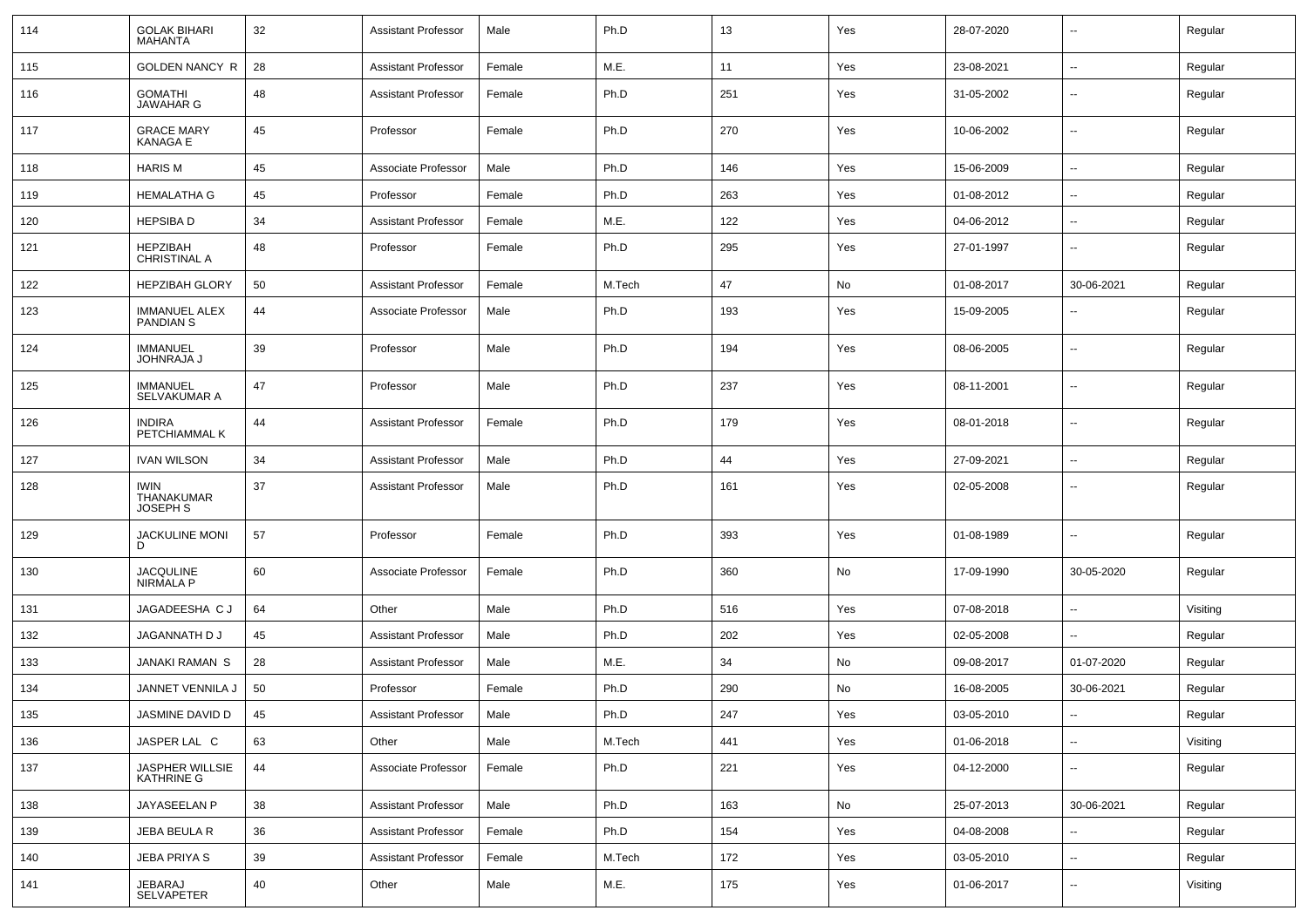| 114 | GOLAK BIHARI MAHANTA | 32 | Assistant Professor | Male | Ph.D | 13 | Yes | 28-07-2020 | -- | Regular |
|---|---|---|---|---|---|---|---|---|---|---|
| 115 | GOLDEN NANCY R | 28 | Assistant Professor | Female | M.E. | 11 | Yes | 23-08-2021 | -- | Regular |
| 116 | GOMATHI JAWAHAR G | 48 | Assistant Professor | Female | Ph.D | 251 | Yes | 31-05-2002 | -- | Regular |
| 117 | GRACE MARY KANAGA E | 45 | Professor | Female | Ph.D | 270 | Yes | 10-06-2002 | -- | Regular |
| 118 | HARIS M | 45 | Associate Professor | Male | Ph.D | 146 | Yes | 15-06-2009 | -- | Regular |
| 119 | HEMALATHA G | 45 | Professor | Female | Ph.D | 263 | Yes | 01-08-2012 | -- | Regular |
| 120 | HEPSIBA D | 34 | Assistant Professor | Female | M.E. | 122 | Yes | 04-06-2012 | -- | Regular |
| 121 | HEPZIBAH CHRISTINAL A | 48 | Professor | Female | Ph.D | 295 | Yes | 27-01-1997 | -- | Regular |
| 122 | HEPZIBAH GLORY | 50 | Assistant Professor | Female | M.Tech | 47 | No | 01-08-2017 | 30-06-2021 | Regular |
| 123 | IMMANUEL ALEX PANDIAN S | 44 | Associate Professor | Male | Ph.D | 193 | Yes | 15-09-2005 | -- | Regular |
| 124 | IMMANUEL JOHNRAJA J | 39 | Professor | Male | Ph.D | 194 | Yes | 08-06-2005 | -- | Regular |
| 125 | IMMANUEL SELVAKUMAR A | 47 | Professor | Male | Ph.D | 237 | Yes | 08-11-2001 | -- | Regular |
| 126 | INDIRA PETCHIAMMAL K | 44 | Assistant Professor | Female | Ph.D | 179 | Yes | 08-01-2018 | -- | Regular |
| 127 | IVAN WILSON | 34 | Assistant Professor | Male | Ph.D | 44 | Yes | 27-09-2021 | -- | Regular |
| 128 | IWIN THANAKUMAR JOSEPH S | 37 | Assistant Professor | Male | Ph.D | 161 | Yes | 02-05-2008 | -- | Regular |
| 129 | JACKULINE MONI D | 57 | Professor | Female | Ph.D | 393 | Yes | 01-08-1989 | -- | Regular |
| 130 | JACQULINE NIRMALA P | 60 | Associate Professor | Female | Ph.D | 360 | No | 17-09-1990 | 30-05-2020 | Regular |
| 131 | JAGADEESHA C J | 64 | Other | Male | Ph.D | 516 | Yes | 07-08-2018 | -- | Visiting |
| 132 | JAGANNATH D J | 45 | Assistant Professor | Male | Ph.D | 202 | Yes | 02-05-2008 | -- | Regular |
| 133 | JANAKI RAMAN S | 28 | Assistant Professor | Male | M.E. | 34 | No | 09-08-2017 | 01-07-2020 | Regular |
| 134 | JANNET VENNILA J | 50 | Professor | Female | Ph.D | 290 | No | 16-08-2005 | 30-06-2021 | Regular |
| 135 | JASMINE DAVID D | 45 | Assistant Professor | Male | Ph.D | 247 | Yes | 03-05-2010 | -- | Regular |
| 136 | JASPER LAL C | 63 | Other | Male | M.Tech | 441 | Yes | 01-06-2018 | -- | Visiting |
| 137 | JASPHER WILLSIE KATHRINE G | 44 | Associate Professor | Female | Ph.D | 221 | Yes | 04-12-2000 | -- | Regular |
| 138 | JAYASEELAN P | 38 | Assistant Professor | Male | Ph.D | 163 | No | 25-07-2013 | 30-06-2021 | Regular |
| 139 | JEBA BEULA R | 36 | Assistant Professor | Female | Ph.D | 154 | Yes | 04-08-2008 | -- | Regular |
| 140 | JEBA PRIYA S | 39 | Assistant Professor | Female | M.Tech | 172 | Yes | 03-05-2010 | -- | Regular |
| 141 | JEBARAJ SELVAPETER | 40 | Other | Male | M.E. | 175 | Yes | 01-06-2017 | -- | Visiting |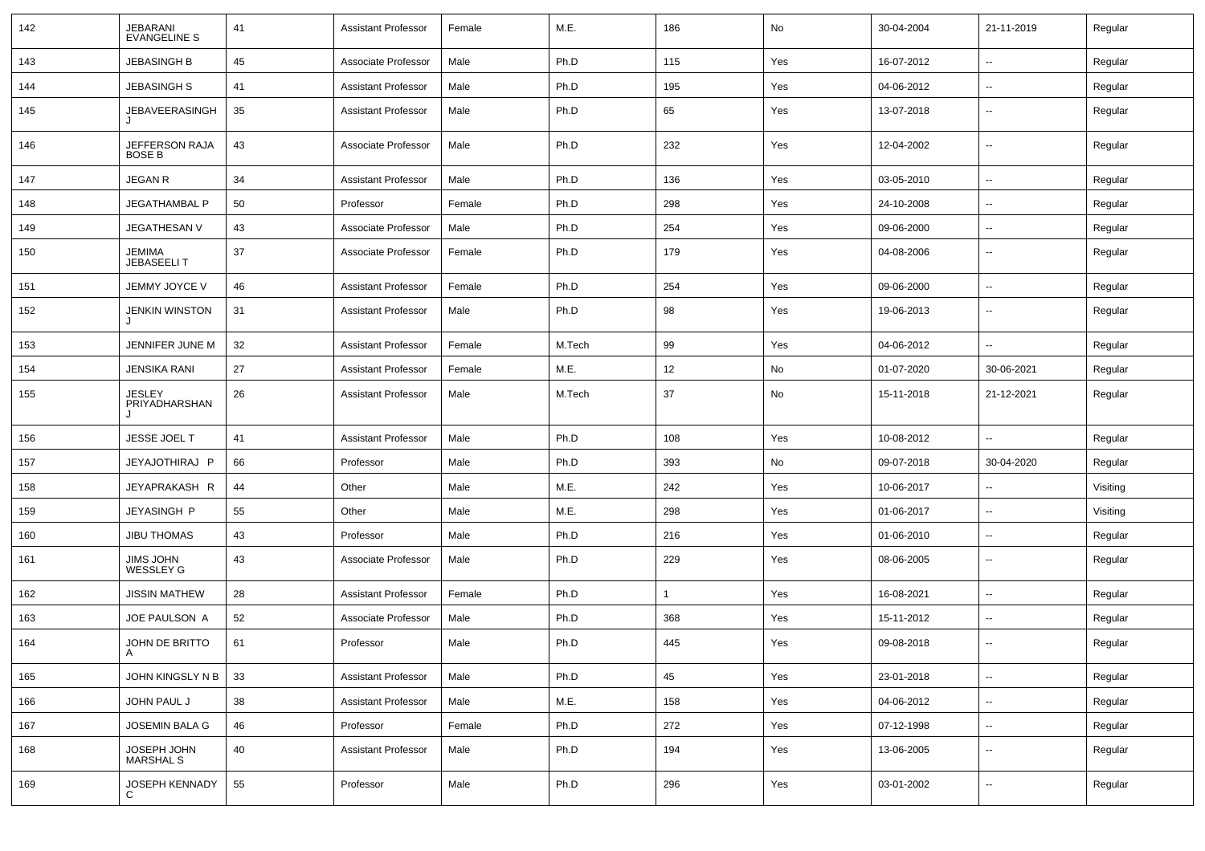| 142 | JEBARANI EVANGELINE S | 41 | Assistant Professor | Female | M.E. | 186 | No | 30-04-2004 | 21-11-2019 | Regular |
|---|---|---|---|---|---|---|---|---|---|---|
| 143 | JEBASINGH B | 45 | Associate Professor | Male | Ph.D | 115 | Yes | 16-07-2012 | -- | Regular |
| 144 | JEBASINGH S | 41 | Assistant Professor | Male | Ph.D | 195 | Yes | 04-06-2012 | -- | Regular |
| 145 | JEBAVEERASINGH J | 35 | Assistant Professor | Male | Ph.D | 65 | Yes | 13-07-2018 | -- | Regular |
| 146 | JEFFERSON RAJA BOSE B | 43 | Associate Professor | Male | Ph.D | 232 | Yes | 12-04-2002 | -- | Regular |
| 147 | JEGAN R | 34 | Assistant Professor | Male | Ph.D | 136 | Yes | 03-05-2010 | -- | Regular |
| 148 | JEGATHAMBAL P | 50 | Professor | Female | Ph.D | 298 | Yes | 24-10-2008 | -- | Regular |
| 149 | JEGATHESAN V | 43 | Associate Professor | Male | Ph.D | 254 | Yes | 09-06-2000 | -- | Regular |
| 150 | JEMIMA JEBASEELI T | 37 | Associate Professor | Female | Ph.D | 179 | Yes | 04-08-2006 | -- | Regular |
| 151 | JEMMY JOYCE V | 46 | Assistant Professor | Female | Ph.D | 254 | Yes | 09-06-2000 | -- | Regular |
| 152 | JENKIN WINSTON J | 31 | Assistant Professor | Male | Ph.D | 98 | Yes | 19-06-2013 | -- | Regular |
| 153 | JENNIFER JUNE M | 32 | Assistant Professor | Female | M.Tech | 99 | Yes | 04-06-2012 | -- | Regular |
| 154 | JENSIKA RANI | 27 | Assistant Professor | Female | M.E. | 12 | No | 01-07-2020 | 30-06-2021 | Regular |
| 155 | JESLEY PRIYADHARSHAN J | 26 | Assistant Professor | Male | M.Tech | 37 | No | 15-11-2018 | 21-12-2021 | Regular |
| 156 | JESSE JOEL T | 41 | Assistant Professor | Male | Ph.D | 108 | Yes | 10-08-2012 | -- | Regular |
| 157 | JEYAJOTHIRAJ P | 66 | Professor | Male | Ph.D | 393 | No | 09-07-2018 | 30-04-2020 | Regular |
| 158 | JEYAPRAKASH R | 44 | Other | Male | M.E. | 242 | Yes | 10-06-2017 | -- | Visiting |
| 159 | JEYASINGH P | 55 | Other | Male | M.E. | 298 | Yes | 01-06-2017 | -- | Visiting |
| 160 | JIBU THOMAS | 43 | Professor | Male | Ph.D | 216 | Yes | 01-06-2010 | -- | Regular |
| 161 | JIMS JOHN WESSLEY G | 43 | Associate Professor | Male | Ph.D | 229 | Yes | 08-06-2005 | -- | Regular |
| 162 | JISSIN MATHEW | 28 | Assistant Professor | Female | Ph.D | 1 | Yes | 16-08-2021 | -- | Regular |
| 163 | JOE PAULSON A | 52 | Associate Professor | Male | Ph.D | 368 | Yes | 15-11-2012 | -- | Regular |
| 164 | JOHN DE BRITTO A | 61 | Professor | Male | Ph.D | 445 | Yes | 09-08-2018 | -- | Regular |
| 165 | JOHN KINGSLY N B | 33 | Assistant Professor | Male | Ph.D | 45 | Yes | 23-01-2018 | -- | Regular |
| 166 | JOHN PAUL J | 38 | Assistant Professor | Male | M.E. | 158 | Yes | 04-06-2012 | -- | Regular |
| 167 | JOSEMIN BALA G | 46 | Professor | Female | Ph.D | 272 | Yes | 07-12-1998 | -- | Regular |
| 168 | JOSEPH JOHN MARSHAL S | 40 | Assistant Professor | Male | Ph.D | 194 | Yes | 13-06-2005 | -- | Regular |
| 169 | JOSEPH KENNADY C | 55 | Professor | Male | Ph.D | 296 | Yes | 03-01-2002 | -- | Regular |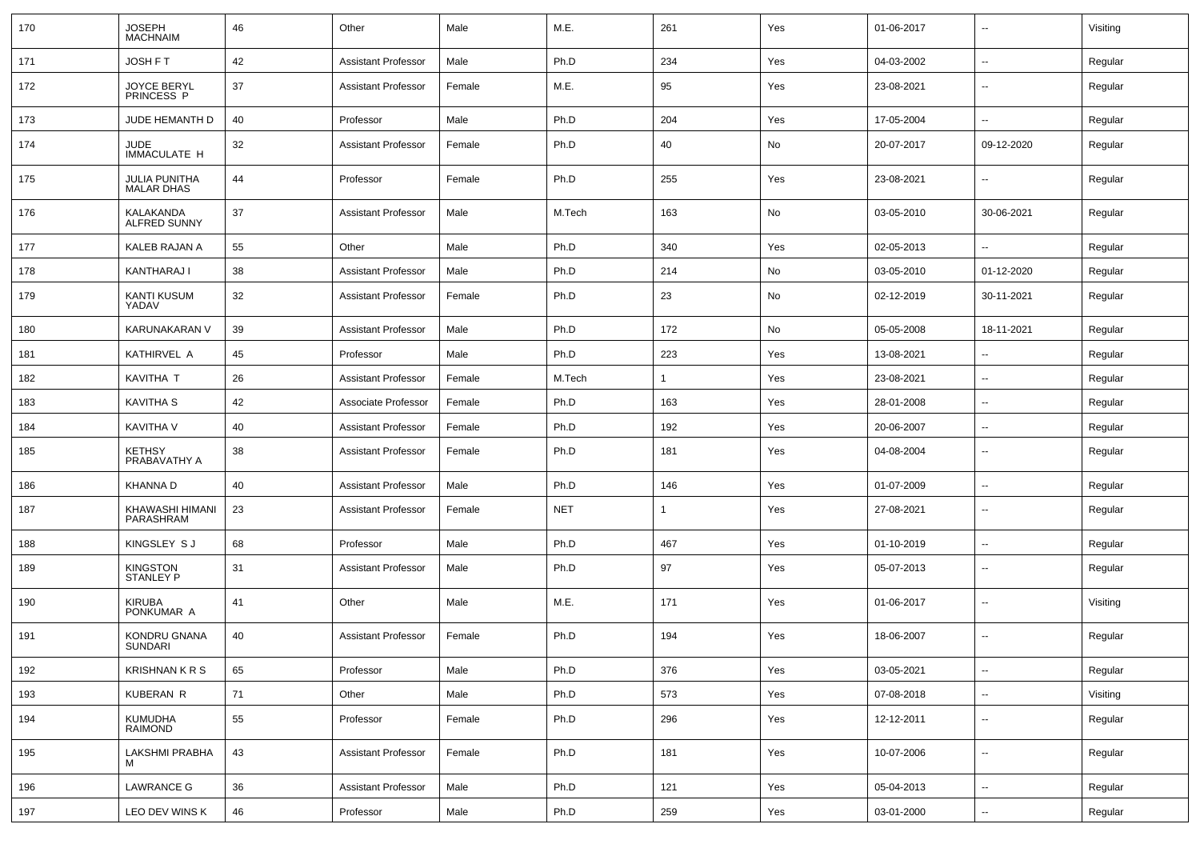| 170 | JOSEPH MACHNAIM | 46 | Other | Male | M.E. | 261 | Yes | 01-06-2017 | -- | Visiting |
|---|---|---|---|---|---|---|---|---|---|---|
| 171 | JOSH F T | 42 | Assistant Professor | Male | Ph.D | 234 | Yes | 04-03-2002 | -- | Regular |
| 172 | JOYCE BERYL PRINCESS P | 37 | Assistant Professor | Female | M.E. | 95 | Yes | 23-08-2021 | -- | Regular |
| 173 | JUDE HEMANTH D | 40 | Professor | Male | Ph.D | 204 | Yes | 17-05-2004 | -- | Regular |
| 174 | JUDE IMMACULATE H | 32 | Assistant Professor | Female | Ph.D | 40 | No | 20-07-2017 | 09-12-2020 | Regular |
| 175 | JULIA PUNITHA MALAR DHAS | 44 | Professor | Female | Ph.D | 255 | Yes | 23-08-2021 | -- | Regular |
| 176 | KALAKANDA ALFRED SUNNY | 37 | Assistant Professor | Male | M.Tech | 163 | No | 03-05-2010 | 30-06-2021 | Regular |
| 177 | KALEB RAJAN A | 55 | Other | Male | Ph.D | 340 | Yes | 02-05-2013 | -- | Regular |
| 178 | KANTHARAJ I | 38 | Assistant Professor | Male | Ph.D | 214 | No | 03-05-2010 | 01-12-2020 | Regular |
| 179 | KANTI KUSUM YADAV | 32 | Assistant Professor | Female | Ph.D | 23 | No | 02-12-2019 | 30-11-2021 | Regular |
| 180 | KARUNAKARAN V | 39 | Assistant Professor | Male | Ph.D | 172 | No | 05-05-2008 | 18-11-2021 | Regular |
| 181 | KATHIRVEL A | 45 | Professor | Male | Ph.D | 223 | Yes | 13-08-2021 | -- | Regular |
| 182 | KAVITHA T | 26 | Assistant Professor | Female | M.Tech | 1 | Yes | 23-08-2021 | -- | Regular |
| 183 | KAVITHA S | 42 | Associate Professor | Female | Ph.D | 163 | Yes | 28-01-2008 | -- | Regular |
| 184 | KAVITHA V | 40 | Assistant Professor | Female | Ph.D | 192 | Yes | 20-06-2007 | -- | Regular |
| 185 | KETHSY PRABAVATHY A | 38 | Assistant Professor | Female | Ph.D | 181 | Yes | 04-08-2004 | -- | Regular |
| 186 | KHANNA D | 40 | Assistant Professor | Male | Ph.D | 146 | Yes | 01-07-2009 | -- | Regular |
| 187 | KHAWASHI HIMANI PARASHRAM | 23 | Assistant Professor | Female | NET | 1 | Yes | 27-08-2021 | -- | Regular |
| 188 | KINGSLEY S J | 68 | Professor | Male | Ph.D | 467 | Yes | 01-10-2019 | -- | Regular |
| 189 | KINGSTON STANLEY P | 31 | Assistant Professor | Male | Ph.D | 97 | Yes | 05-07-2013 | -- | Regular |
| 190 | KIRUBA PONKUMAR A | 41 | Other | Male | M.E. | 171 | Yes | 01-06-2017 | -- | Visiting |
| 191 | KONDRU GNANA SUNDARI | 40 | Assistant Professor | Female | Ph.D | 194 | Yes | 18-06-2007 | -- | Regular |
| 192 | KRISHNAN K R S | 65 | Professor | Male | Ph.D | 376 | Yes | 03-05-2021 | -- | Regular |
| 193 | KUBERAN R | 71 | Other | Male | Ph.D | 573 | Yes | 07-08-2018 | -- | Visiting |
| 194 | KUMUDHA RAIMOND | 55 | Professor | Female | Ph.D | 296 | Yes | 12-12-2011 | -- | Regular |
| 195 | LAKSHMI PRABHA M | 43 | Assistant Professor | Female | Ph.D | 181 | Yes | 10-07-2006 | -- | Regular |
| 196 | LAWRANCE G | 36 | Assistant Professor | Male | Ph.D | 121 | Yes | 05-04-2013 | -- | Regular |
| 197 | LEO DEV WINS K | 46 | Professor | Male | Ph.D | 259 | Yes | 03-01-2000 | -- | Regular |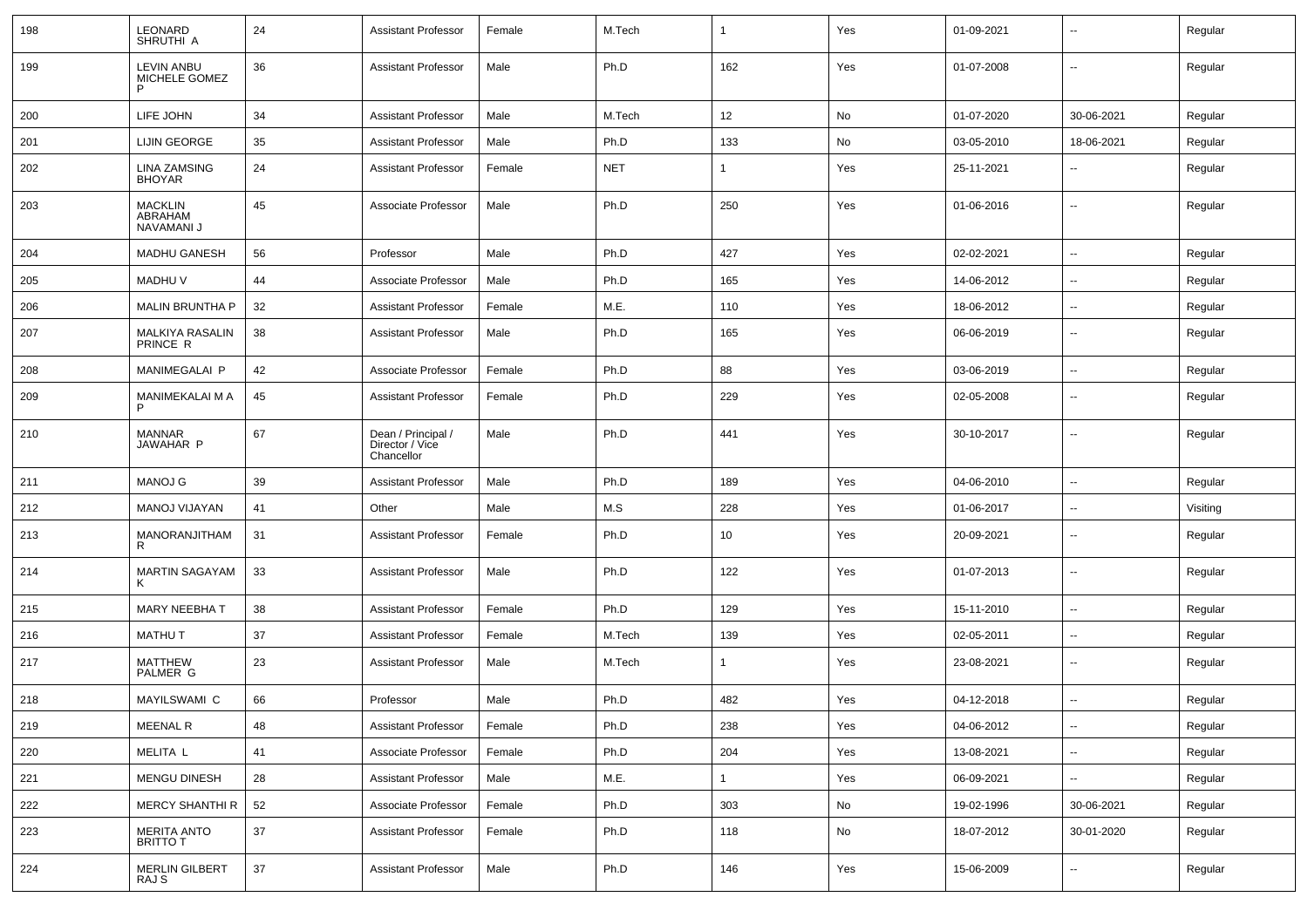| 198 | LEONARD SHRUTHI A | 24 | Assistant Professor | Female | M.Tech | 1 | Yes | 01-09-2021 | -- | Regular |
|---|---|---|---|---|---|---|---|---|---|---|
| 199 | LEVIN ANBU MICHELE GOMEZ P | 36 | Assistant Professor | Male | Ph.D | 162 | Yes | 01-07-2008 | -- | Regular |
| 200 | LIFE JOHN | 34 | Assistant Professor | Male | M.Tech | 12 | No | 01-07-2020 | 30-06-2021 | Regular |
| 201 | LIJIN GEORGE | 35 | Assistant Professor | Male | Ph.D | 133 | No | 03-05-2010 | 18-06-2021 | Regular |
| 202 | LINA ZAMSING BHOYAR | 24 | Assistant Professor | Female | NET | 1 | Yes | 25-11-2021 | -- | Regular |
| 203 | MACKLIN ABRAHAM NAVAMANI J | 45 | Associate Professor | Male | Ph.D | 250 | Yes | 01-06-2016 | -- | Regular |
| 204 | MADHU GANESH | 56 | Professor | Male | Ph.D | 427 | Yes | 02-02-2021 | -- | Regular |
| 205 | MADHU V | 44 | Associate Professor | Male | Ph.D | 165 | Yes | 14-06-2012 | -- | Regular |
| 206 | MALIN BRUNTHA P | 32 | Assistant Professor | Female | M.E. | 110 | Yes | 18-06-2012 | -- | Regular |
| 207 | MALKIYA RASALIN PRINCE R | 38 | Assistant Professor | Male | Ph.D | 165 | Yes | 06-06-2019 | -- | Regular |
| 208 | MANIMEGALAI P | 42 | Associate Professor | Female | Ph.D | 88 | Yes | 03-06-2019 | -- | Regular |
| 209 | MANIMEKALAI M A P | 45 | Assistant Professor | Female | Ph.D | 229 | Yes | 02-05-2008 | -- | Regular |
| 210 | MANNAR JAWAHAR P | 67 | Dean / Principal / Director / Vice Chancellor | Male | Ph.D | 441 | Yes | 30-10-2017 | -- | Regular |
| 211 | MANOJ G | 39 | Assistant Professor | Male | Ph.D | 189 | Yes | 04-06-2010 | -- | Regular |
| 212 | MANOJ VIJAYAN | 41 | Other | Male | M.S | 228 | Yes | 01-06-2017 | -- | Visiting |
| 213 | MANORANJITHAM R | 31 | Assistant Professor | Female | Ph.D | 10 | Yes | 20-09-2021 | -- | Regular |
| 214 | MARTIN SAGAYAM K | 33 | Assistant Professor | Male | Ph.D | 122 | Yes | 01-07-2013 | -- | Regular |
| 215 | MARY NEEBHA T | 38 | Assistant Professor | Female | Ph.D | 129 | Yes | 15-11-2010 | -- | Regular |
| 216 | MATHU T | 37 | Assistant Professor | Female | M.Tech | 139 | Yes | 02-05-2011 | -- | Regular |
| 217 | MATTHEW PALMER G | 23 | Assistant Professor | Male | M.Tech | 1 | Yes | 23-08-2021 | -- | Regular |
| 218 | MAYILSWAMI C | 66 | Professor | Male | Ph.D | 482 | Yes | 04-12-2018 | -- | Regular |
| 219 | MEENAL R | 48 | Assistant Professor | Female | Ph.D | 238 | Yes | 04-06-2012 | -- | Regular |
| 220 | MELITA L | 41 | Associate Professor | Female | Ph.D | 204 | Yes | 13-08-2021 | -- | Regular |
| 221 | MENGU DINESH | 28 | Assistant Professor | Male | M.E. | 1 | Yes | 06-09-2021 | -- | Regular |
| 222 | MERCY SHANTHI R | 52 | Associate Professor | Female | Ph.D | 303 | No | 19-02-1996 | 30-06-2021 | Regular |
| 223 | MERITA ANTO BRITTO T | 37 | Assistant Professor | Female | Ph.D | 118 | No | 18-07-2012 | 30-01-2020 | Regular |
| 224 | MERLIN GILBERT RAJ S | 37 | Assistant Professor | Male | Ph.D | 146 | Yes | 15-06-2009 | -- | Regular |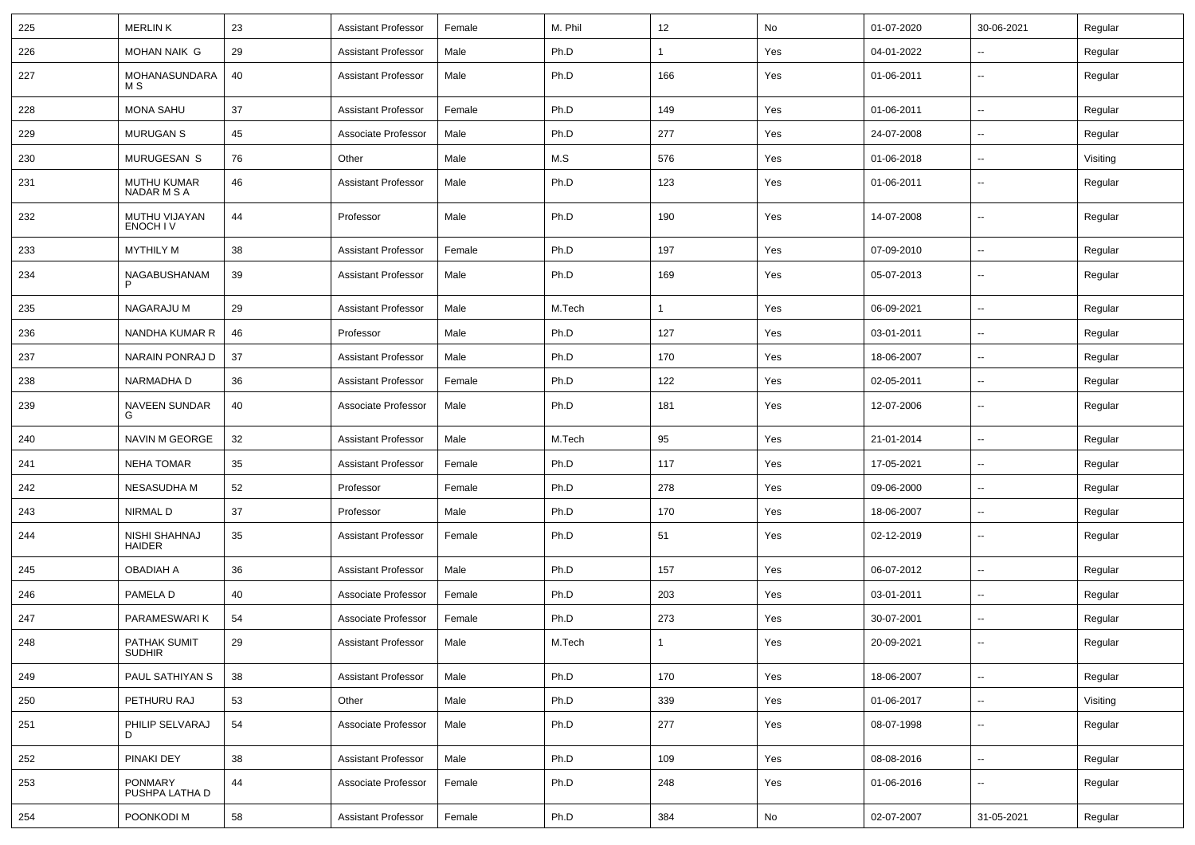| | | | | | | | | | | |
|---|---|---|---|---|---|---|---|---|---|---|
| 225 | MERLIN K | 23 | Assistant Professor | Female | M. Phil | 12 | No | 01-07-2020 | 30-06-2021 | Regular |
| 226 | MOHAN NAIK G | 29 | Assistant Professor | Male | Ph.D | 1 | Yes | 04-01-2022 | -- | Regular |
| 227 | MOHANASUNDARA M S | 40 | Assistant Professor | Male | Ph.D | 166 | Yes | 01-06-2011 | -- | Regular |
| 228 | MONA SAHU | 37 | Assistant Professor | Female | Ph.D | 149 | Yes | 01-06-2011 | -- | Regular |
| 229 | MURUGAN S | 45 | Associate Professor | Male | Ph.D | 277 | Yes | 24-07-2008 | -- | Regular |
| 230 | MURUGESAN S | 76 | Other | Male | M.S | 576 | Yes | 01-06-2018 | -- | Visiting |
| 231 | MUTHU KUMAR NADAR M S A | 46 | Assistant Professor | Male | Ph.D | 123 | Yes | 01-06-2011 | -- | Regular |
| 232 | MUTHU VIJAYAN ENOCH I V | 44 | Professor | Male | Ph.D | 190 | Yes | 14-07-2008 | -- | Regular |
| 233 | MYTHILY M | 38 | Assistant Professor | Female | Ph.D | 197 | Yes | 07-09-2010 | -- | Regular |
| 234 | NAGABUSHANAM P | 39 | Assistant Professor | Male | Ph.D | 169 | Yes | 05-07-2013 | -- | Regular |
| 235 | NAGARAJU M | 29 | Assistant Professor | Male | M.Tech | 1 | Yes | 06-09-2021 | -- | Regular |
| 236 | NANDHA KUMAR R | 46 | Professor | Male | Ph.D | 127 | Yes | 03-01-2011 | -- | Regular |
| 237 | NARAIN PONRAJ D | 37 | Assistant Professor | Male | Ph.D | 170 | Yes | 18-06-2007 | -- | Regular |
| 238 | NARMADHA D | 36 | Assistant Professor | Female | Ph.D | 122 | Yes | 02-05-2011 | -- | Regular |
| 239 | NAVEEN SUNDAR G | 40 | Associate Professor | Male | Ph.D | 181 | Yes | 12-07-2006 | -- | Regular |
| 240 | NAVIN M GEORGE | 32 | Assistant Professor | Male | M.Tech | 95 | Yes | 21-01-2014 | -- | Regular |
| 241 | NEHA TOMAR | 35 | Assistant Professor | Female | Ph.D | 117 | Yes | 17-05-2021 | -- | Regular |
| 242 | NESASUDHA M | 52 | Professor | Female | Ph.D | 278 | Yes | 09-06-2000 | -- | Regular |
| 243 | NIRMAL D | 37 | Professor | Male | Ph.D | 170 | Yes | 18-06-2007 | -- | Regular |
| 244 | NISHI SHAHNAJ HAIDER | 35 | Assistant Professor | Female | Ph.D | 51 | Yes | 02-12-2019 | -- | Regular |
| 245 | OBADIAH A | 36 | Assistant Professor | Male | Ph.D | 157 | Yes | 06-07-2012 | -- | Regular |
| 246 | PAMELA D | 40 | Associate Professor | Female | Ph.D | 203 | Yes | 03-01-2011 | -- | Regular |
| 247 | PARAMESWARI K | 54 | Associate Professor | Female | Ph.D | 273 | Yes | 30-07-2001 | -- | Regular |
| 248 | PATHAK SUMIT SUDHIR | 29 | Assistant Professor | Male | M.Tech | 1 | Yes | 20-09-2021 | -- | Regular |
| 249 | PAUL SATHIYAN S | 38 | Assistant Professor | Male | Ph.D | 170 | Yes | 18-06-2007 | -- | Regular |
| 250 | PETHURU RAJ | 53 | Other | Male | Ph.D | 339 | Yes | 01-06-2017 | -- | Visiting |
| 251 | PHILIP SELVARAJ D | 54 | Associate Professor | Male | Ph.D | 277 | Yes | 08-07-1998 | -- | Regular |
| 252 | PINAKI DEY | 38 | Assistant Professor | Male | Ph.D | 109 | Yes | 08-08-2016 | -- | Regular |
| 253 | PONMARY PUSHPA LATHA D | 44 | Associate Professor | Female | Ph.D | 248 | Yes | 01-06-2016 | -- | Regular |
| 254 | POONKODI M | 58 | Assistant Professor | Female | Ph.D | 384 | No | 02-07-2007 | 31-05-2021 | Regular |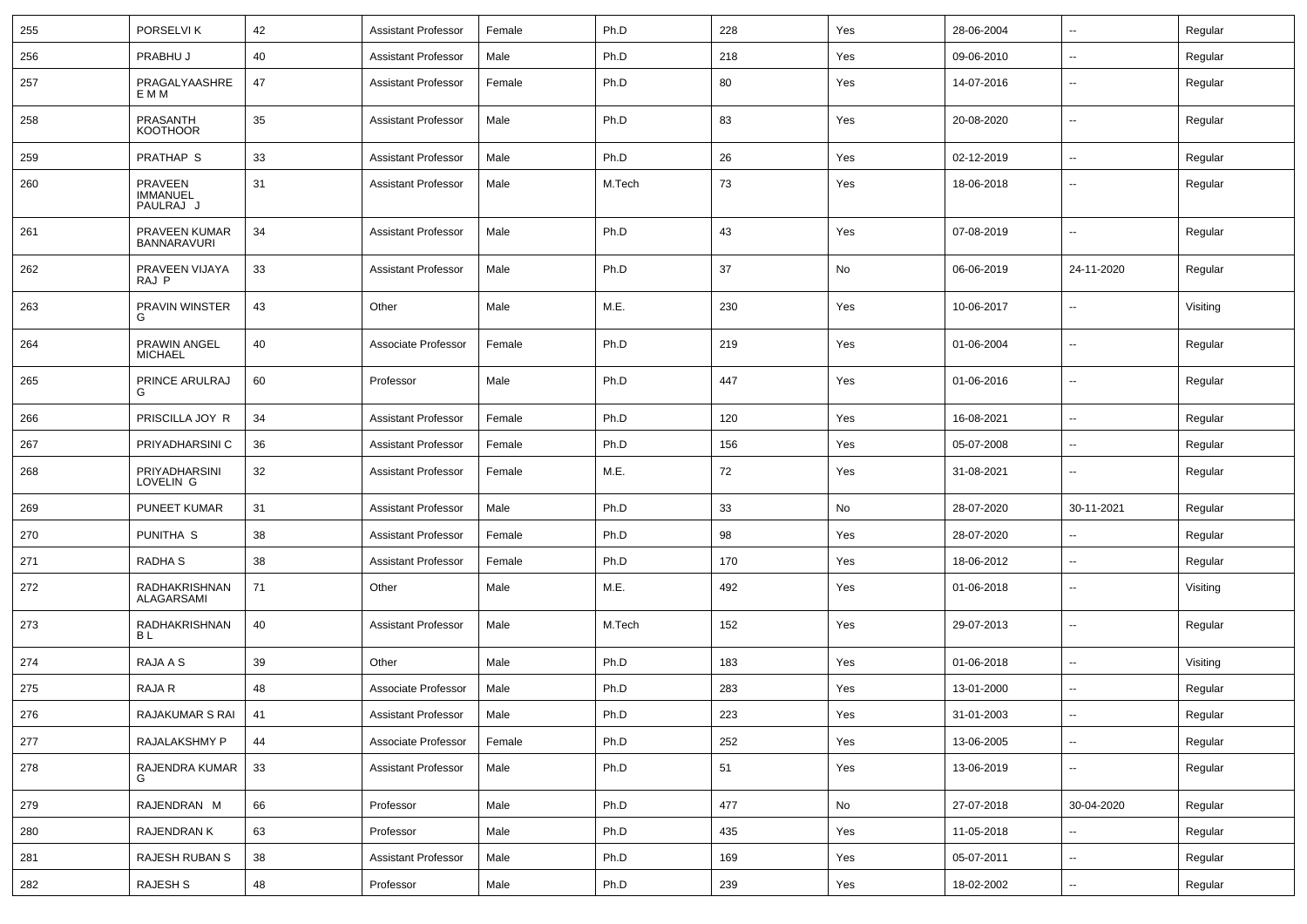| 255 | PORSELVI K | 42 | Assistant Professor | Female | Ph.D | 228 | Yes | 28-06-2004 | -- | Regular |
|---|---|---|---|---|---|---|---|---|---|---|
| 256 | PRABHU J | 40 | Assistant Professor | Male | Ph.D | 218 | Yes | 09-06-2010 | -- | Regular |
| 257 | PRAGALYAASHRE E M M | 47 | Assistant Professor | Female | Ph.D | 80 | Yes | 14-07-2016 | -- | Regular |
| 258 | PRASANTH KOOTHOOR | 35 | Assistant Professor | Male | Ph.D | 83 | Yes | 20-08-2020 | -- | Regular |
| 259 | PRATHAP S | 33 | Assistant Professor | Male | Ph.D | 26 | Yes | 02-12-2019 | -- | Regular |
| 260 | PRAVEEN IMMANUEL PAULRAJ J | 31 | Assistant Professor | Male | M.Tech | 73 | Yes | 18-06-2018 | -- | Regular |
| 261 | PRAVEEN KUMAR BANNARAVURI | 34 | Assistant Professor | Male | Ph.D | 43 | Yes | 07-08-2019 | -- | Regular |
| 262 | PRAVEEN VIJAYA RAJ P | 33 | Assistant Professor | Male | Ph.D | 37 | No | 06-06-2019 | 24-11-2020 | Regular |
| 263 | PRAVIN WINSTER G | 43 | Other | Male | M.E. | 230 | Yes | 10-06-2017 | -- | Visiting |
| 264 | PRAWIN ANGEL MICHAEL | 40 | Associate Professor | Female | Ph.D | 219 | Yes | 01-06-2004 | -- | Regular |
| 265 | PRINCE ARULRAJ G | 60 | Professor | Male | Ph.D | 447 | Yes | 01-06-2016 | -- | Regular |
| 266 | PRISCILLA JOY R | 34 | Assistant Professor | Female | Ph.D | 120 | Yes | 16-08-2021 | -- | Regular |
| 267 | PRIYADHARSINI C | 36 | Assistant Professor | Female | Ph.D | 156 | Yes | 05-07-2008 | -- | Regular |
| 268 | PRIYADHARSINI LOVELIN G | 32 | Assistant Professor | Female | M.E. | 72 | Yes | 31-08-2021 | -- | Regular |
| 269 | PUNEET KUMAR | 31 | Assistant Professor | Male | Ph.D | 33 | No | 28-07-2020 | 30-11-2021 | Regular |
| 270 | PUNITHA S | 38 | Assistant Professor | Female | Ph.D | 98 | Yes | 28-07-2020 | -- | Regular |
| 271 | RADHA S | 38 | Assistant Professor | Female | Ph.D | 170 | Yes | 18-06-2012 | -- | Regular |
| 272 | RADHAKRISHNAN ALAGARSAMI | 71 | Other | Male | M.E. | 492 | Yes | 01-06-2018 | -- | Visiting |
| 273 | RADHAKRISHNAN B L | 40 | Assistant Professor | Male | M.Tech | 152 | Yes | 29-07-2013 | -- | Regular |
| 274 | RAJA A S | 39 | Other | Male | Ph.D | 183 | Yes | 01-06-2018 | -- | Visiting |
| 275 | RAJA R | 48 | Associate Professor | Male | Ph.D | 283 | Yes | 13-01-2000 | -- | Regular |
| 276 | RAJAKUMAR S RAI | 41 | Assistant Professor | Male | Ph.D | 223 | Yes | 31-01-2003 | -- | Regular |
| 277 | RAJALAKSHMY P | 44 | Associate Professor | Female | Ph.D | 252 | Yes | 13-06-2005 | -- | Regular |
| 278 | RAJENDRA KUMAR G | 33 | Assistant Professor | Male | Ph.D | 51 | Yes | 13-06-2019 | -- | Regular |
| 279 | RAJENDRAN M | 66 | Professor | Male | Ph.D | 477 | No | 27-07-2018 | 30-04-2020 | Regular |
| 280 | RAJENDRAN K | 63 | Professor | Male | Ph.D | 435 | Yes | 11-05-2018 | -- | Regular |
| 281 | RAJESH RUBAN S | 38 | Assistant Professor | Male | Ph.D | 169 | Yes | 05-07-2011 | -- | Regular |
| 282 | RAJESH S | 48 | Professor | Male | Ph.D | 239 | Yes | 18-02-2002 | -- | Regular |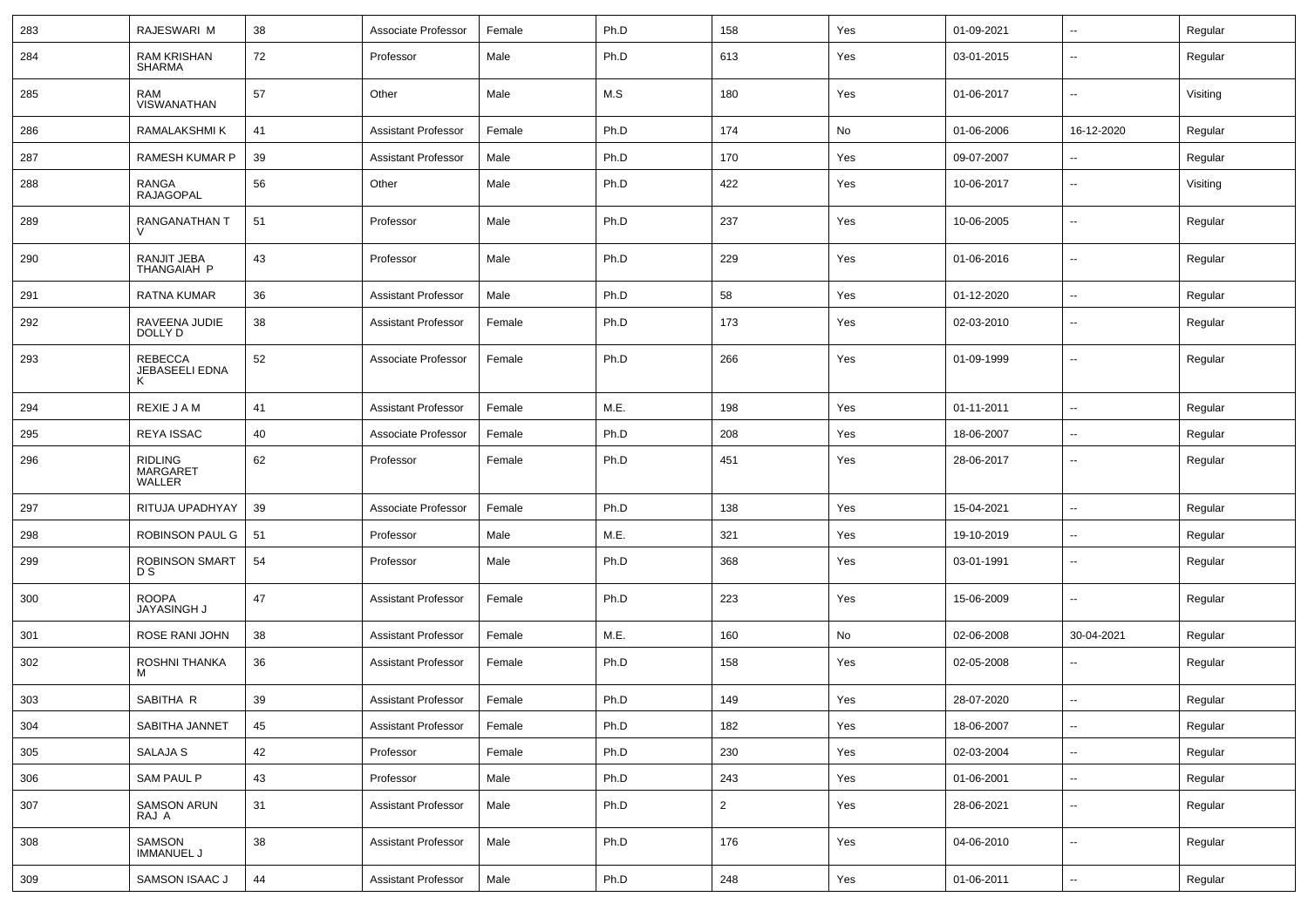| 283 | RAJESWARI M | 38 | Associate Professor | Female | Ph.D | 158 | Yes | 01-09-2021 | -- | Regular |
|---|---|---|---|---|---|---|---|---|---|---|
| 284 | RAM KRISHAN SHARMA | 72 | Professor | Male | Ph.D | 613 | Yes | 03-01-2015 | -- | Regular |
| 285 | RAM VISWANATHAN | 57 | Other | Male | M.S | 180 | Yes | 01-06-2017 | -- | Visiting |
| 286 | RAMALAKSHMI K | 41 | Assistant Professor | Female | Ph.D | 174 | No | 01-06-2006 | 16-12-2020 | Regular |
| 287 | RAMESH KUMAR P | 39 | Assistant Professor | Male | Ph.D | 170 | Yes | 09-07-2007 | -- | Regular |
| 288 | RANGA RAJAGOPAL | 56 | Other | Male | Ph.D | 422 | Yes | 10-06-2017 | -- | Visiting |
| 289 | RANGANATHAN T V | 51 | Professor | Male | Ph.D | 237 | Yes | 10-06-2005 | -- | Regular |
| 290 | RANJIT JEBA THANGAIAH P | 43 | Professor | Male | Ph.D | 229 | Yes | 01-06-2016 | -- | Regular |
| 291 | RATNA KUMAR | 36 | Assistant Professor | Male | Ph.D | 58 | Yes | 01-12-2020 | -- | Regular |
| 292 | RAVEENA JUDIE DOLLY D | 38 | Assistant Professor | Female | Ph.D | 173 | Yes | 02-03-2010 | -- | Regular |
| 293 | REBECCA JEBASEELI EDNA K | 52 | Associate Professor | Female | Ph.D | 266 | Yes | 01-09-1999 | -- | Regular |
| 294 | REXIE J A M | 41 | Assistant Professor | Female | M.E. | 198 | Yes | 01-11-2011 | -- | Regular |
| 295 | REYA ISSAC | 40 | Associate Professor | Female | Ph.D | 208 | Yes | 18-06-2007 | -- | Regular |
| 296 | RIDLING MARGARET WALLER | 62 | Professor | Female | Ph.D | 451 | Yes | 28-06-2017 | -- | Regular |
| 297 | RITUJA UPADHYAY | 39 | Associate Professor | Female | Ph.D | 138 | Yes | 15-04-2021 | -- | Regular |
| 298 | ROBINSON PAUL G | 51 | Professor | Male | M.E. | 321 | Yes | 19-10-2019 | -- | Regular |
| 299 | ROBINSON SMART D S | 54 | Professor | Male | Ph.D | 368 | Yes | 03-01-1991 | -- | Regular |
| 300 | ROOPA JAYASINGH J | 47 | Assistant Professor | Female | Ph.D | 223 | Yes | 15-06-2009 | -- | Regular |
| 301 | ROSE RANI JOHN | 38 | Assistant Professor | Female | M.E. | 160 | No | 02-06-2008 | 30-04-2021 | Regular |
| 302 | ROSHNI THANKA M | 36 | Assistant Professor | Female | Ph.D | 158 | Yes | 02-05-2008 | -- | Regular |
| 303 | SABITHA R | 39 | Assistant Professor | Female | Ph.D | 149 | Yes | 28-07-2020 | -- | Regular |
| 304 | SABITHA JANNET | 45 | Assistant Professor | Female | Ph.D | 182 | Yes | 18-06-2007 | -- | Regular |
| 305 | SALAJA S | 42 | Professor | Female | Ph.D | 230 | Yes | 02-03-2004 | -- | Regular |
| 306 | SAM PAUL P | 43 | Professor | Male | Ph.D | 243 | Yes | 01-06-2001 | -- | Regular |
| 307 | SAMSON ARUN RAJ A | 31 | Assistant Professor | Male | Ph.D | 2 | Yes | 28-06-2021 | -- | Regular |
| 308 | SAMSON IMMANUEL J | 38 | Assistant Professor | Male | Ph.D | 176 | Yes | 04-06-2010 | -- | Regular |
| 309 | SAMSON ISAAC J | 44 | Assistant Professor | Male | Ph.D | 248 | Yes | 01-06-2011 | -- | Regular |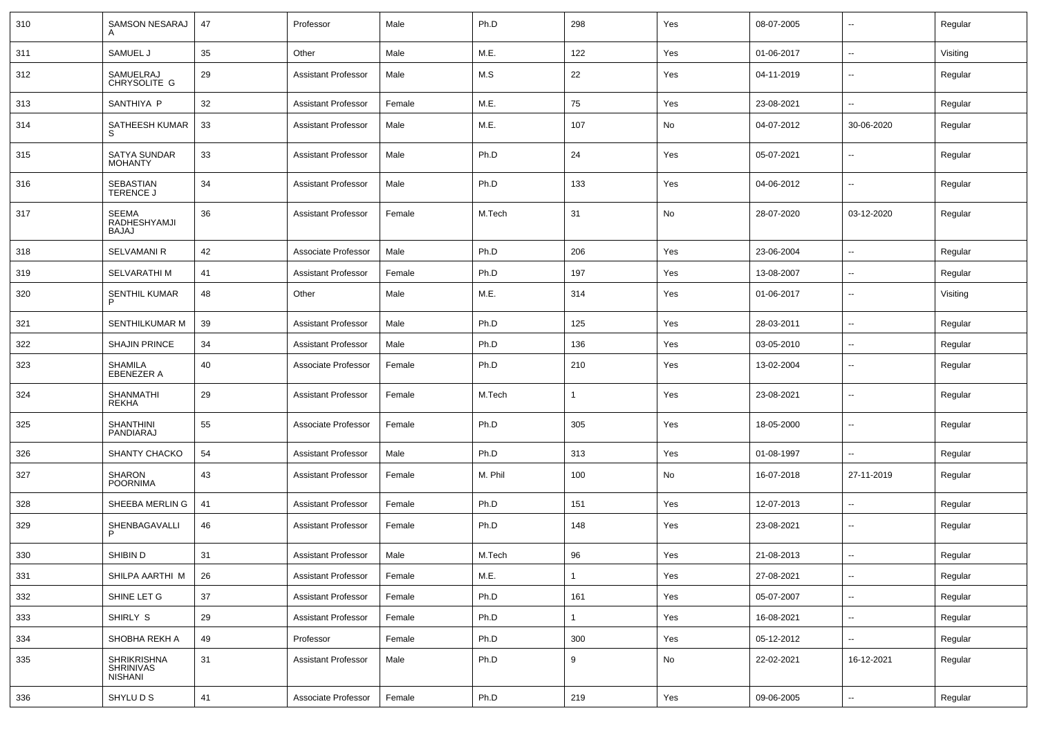| 310 | SAMSON NESARAJ A | 47 | Professor | Male | Ph.D | 298 | Yes | 08-07-2005 | -- | Regular |
|---|---|---|---|---|---|---|---|---|---|---|
| 311 | SAMUEL J | 35 | Other | Male | M.E. | 122 | Yes | 01-06-2017 | -- | Visiting |
| 312 | SAMUELRAJ CHRYSOLITE G | 29 | Assistant Professor | Male | M.S | 22 | Yes | 04-11-2019 | -- | Regular |
| 313 | SANTHIYA P | 32 | Assistant Professor | Female | M.E. | 75 | Yes | 23-08-2021 | -- | Regular |
| 314 | SATHEESH KUMAR S | 33 | Assistant Professor | Male | M.E. | 107 | No | 04-07-2012 | 30-06-2020 | Regular |
| 315 | SATYA SUNDAR MOHANTY | 33 | Assistant Professor | Male | Ph.D | 24 | Yes | 05-07-2021 | -- | Regular |
| 316 | SEBASTIAN TERENCE J | 34 | Assistant Professor | Male | Ph.D | 133 | Yes | 04-06-2012 | -- | Regular |
| 317 | SEEMA RADHESHYAMJI BAJAJ | 36 | Assistant Professor | Female | M.Tech | 31 | No | 28-07-2020 | 03-12-2020 | Regular |
| 318 | SELVAMANI R | 42 | Associate Professor | Male | Ph.D | 206 | Yes | 23-06-2004 | -- | Regular |
| 319 | SELVARATHI M | 41 | Assistant Professor | Female | Ph.D | 197 | Yes | 13-08-2007 | -- | Regular |
| 320 | SENTHIL KUMAR P | 48 | Other | Male | M.E. | 314 | Yes | 01-06-2017 | -- | Visiting |
| 321 | SENTHILKUMAR M | 39 | Assistant Professor | Male | Ph.D | 125 | Yes | 28-03-2011 | -- | Regular |
| 322 | SHAJIN PRINCE | 34 | Assistant Professor | Male | Ph.D | 136 | Yes | 03-05-2010 | -- | Regular |
| 323 | SHAMILA EBENEZER A | 40 | Associate Professor | Female | Ph.D | 210 | Yes | 13-02-2004 | -- | Regular |
| 324 | SHANMATHI REKHA | 29 | Assistant Professor | Female | M.Tech | 1 | Yes | 23-08-2021 | -- | Regular |
| 325 | SHANTHINI PANDIARAJ | 55 | Associate Professor | Female | Ph.D | 305 | Yes | 18-05-2000 | -- | Regular |
| 326 | SHANTY CHACKO | 54 | Assistant Professor | Male | Ph.D | 313 | Yes | 01-08-1997 | -- | Regular |
| 327 | SHARON POORNIMA | 43 | Assistant Professor | Female | M. Phil | 100 | No | 16-07-2018 | 27-11-2019 | Regular |
| 328 | SHEEBA MERLIN G | 41 | Assistant Professor | Female | Ph.D | 151 | Yes | 12-07-2013 | -- | Regular |
| 329 | SHENBAGAVALLI P | 46 | Assistant Professor | Female | Ph.D | 148 | Yes | 23-08-2021 | -- | Regular |
| 330 | SHIBIN D | 31 | Assistant Professor | Male | M.Tech | 96 | Yes | 21-08-2013 | -- | Regular |
| 331 | SHILPA AARTHI M | 26 | Assistant Professor | Female | M.E. | 1 | Yes | 27-08-2021 | -- | Regular |
| 332 | SHINE LET G | 37 | Assistant Professor | Female | Ph.D | 161 | Yes | 05-07-2007 | -- | Regular |
| 333 | SHIRLY S | 29 | Assistant Professor | Female | Ph.D | 1 | Yes | 16-08-2021 | -- | Regular |
| 334 | SHOBHA REKH A | 49 | Professor | Female | Ph.D | 300 | Yes | 05-12-2012 | -- | Regular |
| 335 | SHRIKRISHNA SHRINIVAS NISHANI | 31 | Assistant Professor | Male | Ph.D | 9 | No | 22-02-2021 | 16-12-2021 | Regular |
| 336 | SHYLU D S | 41 | Associate Professor | Female | Ph.D | 219 | Yes | 09-06-2005 | -- | Regular |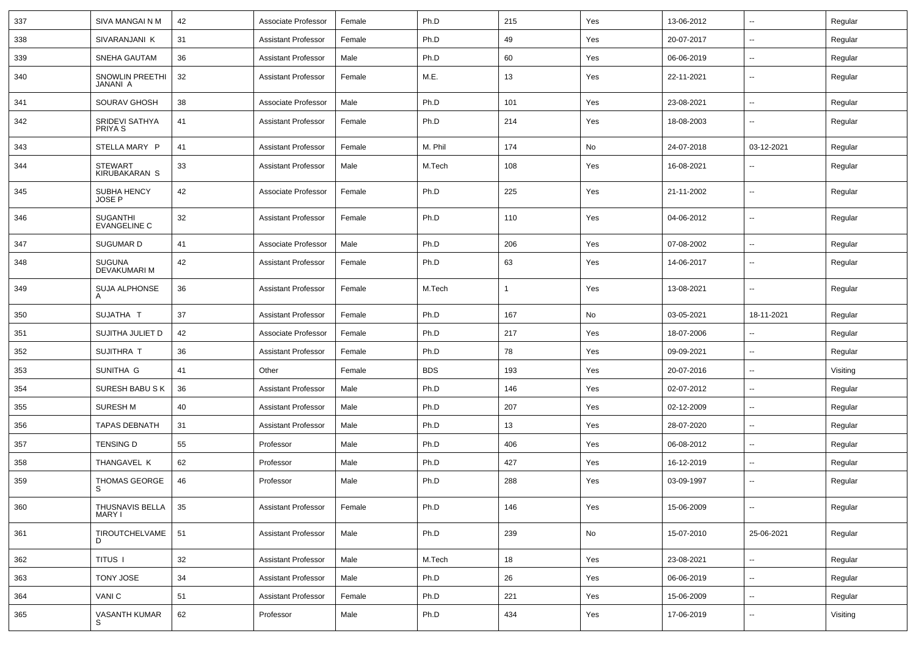| 337 | SIVA MANGAI N M | 42 | Associate Professor | Female | Ph.D | 215 | Yes | 13-06-2012 | -- | Regular |
|---|---|---|---|---|---|---|---|---|---|---|
| 338 | SIVARANJANI K | 31 | Assistant Professor | Female | Ph.D | 49 | Yes | 20-07-2017 | -- | Regular |
| 339 | SNEHA GAUTAM | 36 | Assistant Professor | Male | Ph.D | 60 | Yes | 06-06-2019 | -- | Regular |
| 340 | SNOWLIN PREETHI JANANI A | 32 | Assistant Professor | Female | M.E. | 13 | Yes | 22-11-2021 | -- | Regular |
| 341 | SOURAV GHOSH | 38 | Associate Professor | Male | Ph.D | 101 | Yes | 23-08-2021 | -- | Regular |
| 342 | SRIDEVI SATHYA PRIYA S | 41 | Assistant Professor | Female | Ph.D | 214 | Yes | 18-08-2003 | -- | Regular |
| 343 | STELLA MARY P | 41 | Assistant Professor | Female | M. Phil | 174 | No | 24-07-2018 | 03-12-2021 | Regular |
| 344 | STEWART KIRUBAKARAN S | 33 | Assistant Professor | Male | M.Tech | 108 | Yes | 16-08-2021 | -- | Regular |
| 345 | SUBHA HENCY JOSE P | 42 | Associate Professor | Female | Ph.D | 225 | Yes | 21-11-2002 | -- | Regular |
| 346 | SUGANTHI EVANGELINE C | 32 | Assistant Professor | Female | Ph.D | 110 | Yes | 04-06-2012 | -- | Regular |
| 347 | SUGUMAR D | 41 | Associate Professor | Male | Ph.D | 206 | Yes | 07-08-2002 | -- | Regular |
| 348 | SUGUNA DEVAKUMARI M | 42 | Assistant Professor | Female | Ph.D | 63 | Yes | 14-06-2017 | -- | Regular |
| 349 | SUJA ALPHONSE A | 36 | Assistant Professor | Female | M.Tech | 1 | Yes | 13-08-2021 | -- | Regular |
| 350 | SUJATHA T | 37 | Assistant Professor | Female | Ph.D | 167 | No | 03-05-2021 | 18-11-2021 | Regular |
| 351 | SUJITHA JULIET D | 42 | Associate Professor | Female | Ph.D | 217 | Yes | 18-07-2006 | -- | Regular |
| 352 | SUJITHRA T | 36 | Assistant Professor | Female | Ph.D | 78 | Yes | 09-09-2021 | -- | Regular |
| 353 | SUNITHA G | 41 | Other | Female | BDS | 193 | Yes | 20-07-2016 | -- | Visiting |
| 354 | SURESH BABU S K | 36 | Assistant Professor | Male | Ph.D | 146 | Yes | 02-07-2012 | -- | Regular |
| 355 | SURESH M | 40 | Assistant Professor | Male | Ph.D | 207 | Yes | 02-12-2009 | -- | Regular |
| 356 | TAPAS DEBNATH | 31 | Assistant Professor | Male | Ph.D | 13 | Yes | 28-07-2020 | -- | Regular |
| 357 | TENSING D | 55 | Professor | Male | Ph.D | 406 | Yes | 06-08-2012 | -- | Regular |
| 358 | THANGAVEL K | 62 | Professor | Male | Ph.D | 427 | Yes | 16-12-2019 | -- | Regular |
| 359 | THOMAS GEORGE S | 46 | Professor | Male | Ph.D | 288 | Yes | 03-09-1997 | -- | Regular |
| 360 | THUSNAVIS BELLA MARY I | 35 | Assistant Professor | Female | Ph.D | 146 | Yes | 15-06-2009 | -- | Regular |
| 361 | TIROUTCHELVAME D | 51 | Assistant Professor | Male | Ph.D | 239 | No | 15-07-2010 | 25-06-2021 | Regular |
| 362 | TITUS I | 32 | Assistant Professor | Male | M.Tech | 18 | Yes | 23-08-2021 | -- | Regular |
| 363 | TONY JOSE | 34 | Assistant Professor | Male | Ph.D | 26 | Yes | 06-06-2019 | -- | Regular |
| 364 | VANI C | 51 | Assistant Professor | Female | Ph.D | 221 | Yes | 15-06-2009 | -- | Regular |
| 365 | VASANTH KUMAR S | 62 | Professor | Male | Ph.D | 434 | Yes | 17-06-2019 | -- | Visiting |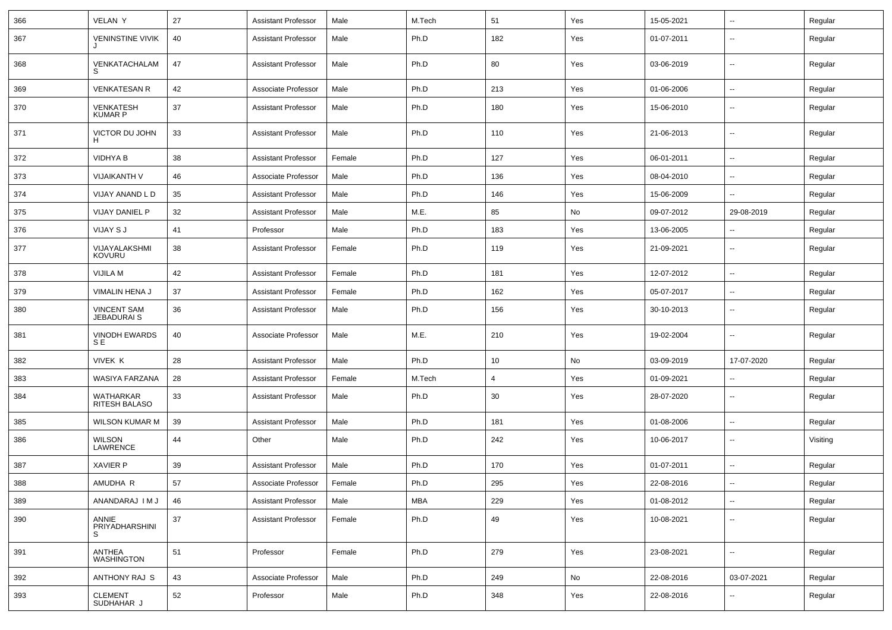| 366 | VELAN Y | 27 | Assistant Professor | Male | M.Tech | 51 | Yes | 15-05-2021 | -- | Regular |
|---|---|---|---|---|---|---|---|---|---|---|
| 367 | VENINSTINE VIVIK J | 40 | Assistant Professor | Male | Ph.D | 182 | Yes | 01-07-2011 | -- | Regular |
| 368 | VENKATACHALAM S | 47 | Assistant Professor | Male | Ph.D | 80 | Yes | 03-06-2019 | -- | Regular |
| 369 | VENKATESAN R | 42 | Associate Professor | Male | Ph.D | 213 | Yes | 01-06-2006 | -- | Regular |
| 370 | VENKATESH KUMAR P | 37 | Assistant Professor | Male | Ph.D | 180 | Yes | 15-06-2010 | -- | Regular |
| 371 | VICTOR DU JOHN H | 33 | Assistant Professor | Male | Ph.D | 110 | Yes | 21-06-2013 | -- | Regular |
| 372 | VIDHYA B | 38 | Assistant Professor | Female | Ph.D | 127 | Yes | 06-01-2011 | -- | Regular |
| 373 | VIJAIKANTH V | 46 | Associate Professor | Male | Ph.D | 136 | Yes | 08-04-2010 | -- | Regular |
| 374 | VIJAY ANAND L D | 35 | Assistant Professor | Male | Ph.D | 146 | Yes | 15-06-2009 | -- | Regular |
| 375 | VIJAY DANIEL P | 32 | Assistant Professor | Male | M.E. | 85 | No | 09-07-2012 | 29-08-2019 | Regular |
| 376 | VIJAY S J | 41 | Professor | Male | Ph.D | 183 | Yes | 13-06-2005 | -- | Regular |
| 377 | VIJAYALAKSHMI KOVURU | 38 | Assistant Professor | Female | Ph.D | 119 | Yes | 21-09-2021 | -- | Regular |
| 378 | VIJILA M | 42 | Assistant Professor | Female | Ph.D | 181 | Yes | 12-07-2012 | -- | Regular |
| 379 | VIMALIN HENA J | 37 | Assistant Professor | Female | Ph.D | 162 | Yes | 05-07-2017 | -- | Regular |
| 380 | VINCENT SAM JEBADURAI S | 36 | Assistant Professor | Male | Ph.D | 156 | Yes | 30-10-2013 | -- | Regular |
| 381 | VINODH EWARDS S E | 40 | Associate Professor | Male | M.E. | 210 | Yes | 19-02-2004 | -- | Regular |
| 382 | VIVEK K | 28 | Assistant Professor | Male | Ph.D | 10 | No | 03-09-2019 | 17-07-2020 | Regular |
| 383 | WASIYA FARZANA | 28 | Assistant Professor | Female | M.Tech | 4 | Yes | 01-09-2021 | -- | Regular |
| 384 | WATHARKAR RITESH BALASO | 33 | Assistant Professor | Male | Ph.D | 30 | Yes | 28-07-2020 | -- | Regular |
| 385 | WILSON KUMAR M | 39 | Assistant Professor | Male | Ph.D | 181 | Yes | 01-08-2006 | -- | Regular |
| 386 | WILSON LAWRENCE | 44 | Other | Male | Ph.D | 242 | Yes | 10-06-2017 | -- | Visiting |
| 387 | XAVIER P | 39 | Assistant Professor | Male | Ph.D | 170 | Yes | 01-07-2011 | -- | Regular |
| 388 | AMUDHA R | 57 | Associate Professor | Female | Ph.D | 295 | Yes | 22-08-2016 | -- | Regular |
| 389 | ANANDARAJ I M J | 46 | Assistant Professor | Male | MBA | 229 | Yes | 01-08-2012 | -- | Regular |
| 390 | ANNIE PRIYADHARSHINI S | 37 | Assistant Professor | Female | Ph.D | 49 | Yes | 10-08-2021 | -- | Regular |
| 391 | ANTHEA WASHINGTON | 51 | Professor | Female | Ph.D | 279 | Yes | 23-08-2021 | -- | Regular |
| 392 | ANTHONY RAJ S | 43 | Associate Professor | Male | Ph.D | 249 | No | 22-08-2016 | 03-07-2021 | Regular |
| 393 | CLEMENT SUDHAHAR J | 52 | Professor | Male | Ph.D | 348 | Yes | 22-08-2016 | -- | Regular |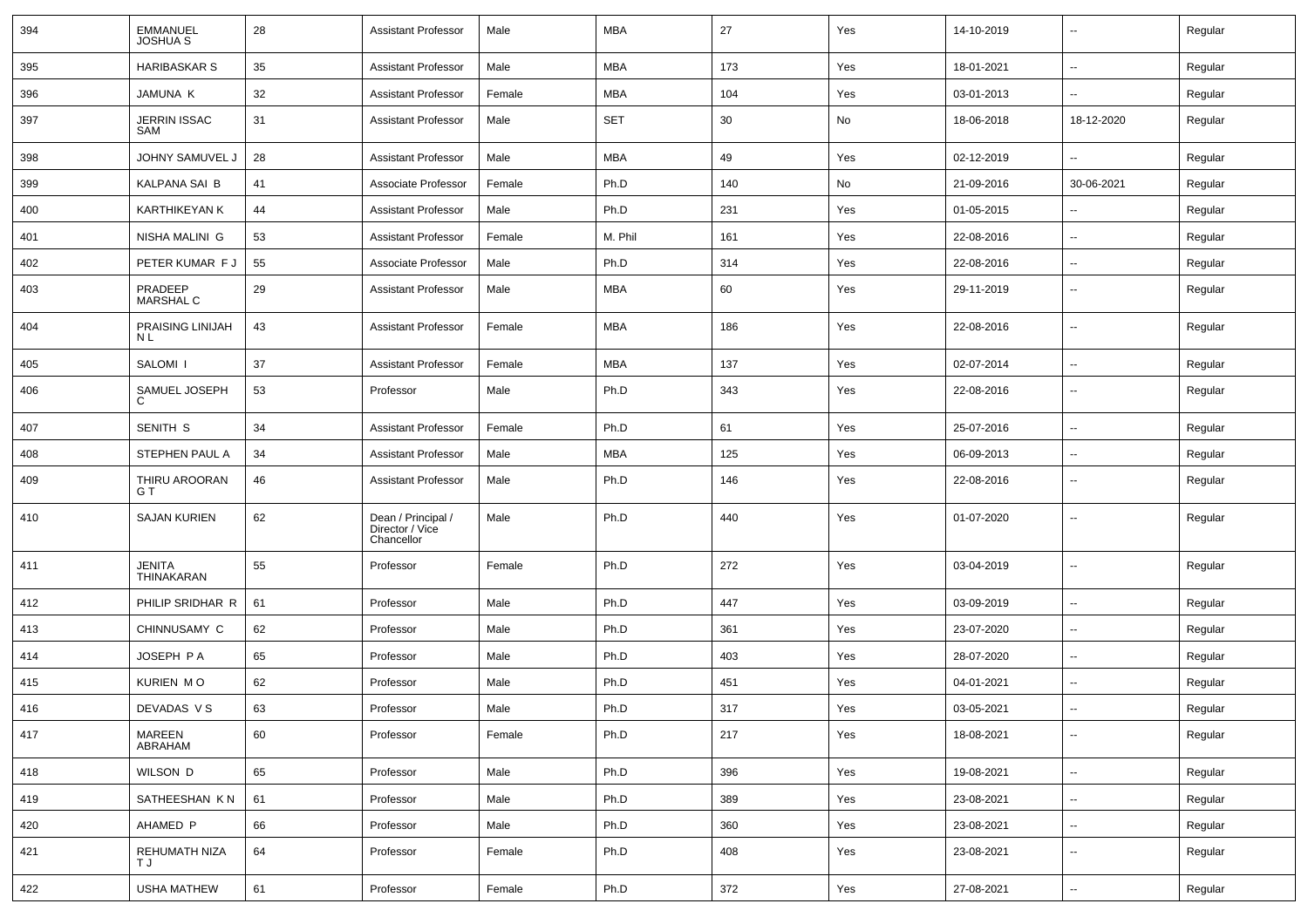| 394 | EMMANUEL JOSHUA S | 28 | Assistant Professor | Male | MBA | 27 | Yes | 14-10-2019 | -- | Regular |
|---|---|---|---|---|---|---|---|---|---|---|
| 395 | HARIBASKAR S | 35 | Assistant Professor | Male | MBA | 173 | Yes | 18-01-2021 | -- | Regular |
| 396 | JAMUNA K | 32 | Assistant Professor | Female | MBA | 104 | Yes | 03-01-2013 | -- | Regular |
| 397 | JERRIN ISSAC SAM | 31 | Assistant Professor | Male | SET | 30 | No | 18-06-2018 | 18-12-2020 | Regular |
| 398 | JOHNY SAMUVEL J | 28 | Assistant Professor | Male | MBA | 49 | Yes | 02-12-2019 | -- | Regular |
| 399 | KALPANA SAI B | 41 | Associate Professor | Female | Ph.D | 140 | No | 21-09-2016 | 30-06-2021 | Regular |
| 400 | KARTHIKEYAN K | 44 | Assistant Professor | Male | Ph.D | 231 | Yes | 01-05-2015 | -- | Regular |
| 401 | NISHA MALINI G | 53 | Assistant Professor | Female | M. Phil | 161 | Yes | 22-08-2016 | -- | Regular |
| 402 | PETER KUMAR F J | 55 | Associate Professor | Male | Ph.D | 314 | Yes | 22-08-2016 | -- | Regular |
| 403 | PRADEEP MARSHAL C | 29 | Assistant Professor | Male | MBA | 60 | Yes | 29-11-2019 | -- | Regular |
| 404 | PRAISING LINIJAH N L | 43 | Assistant Professor | Female | MBA | 186 | Yes | 22-08-2016 | -- | Regular |
| 405 | SALOMI I | 37 | Assistant Professor | Female | MBA | 137 | Yes | 02-07-2014 | -- | Regular |
| 406 | SAMUEL JOSEPH C | 53 | Professor | Male | Ph.D | 343 | Yes | 22-08-2016 | -- | Regular |
| 407 | SENITH S | 34 | Assistant Professor | Female | Ph.D | 61 | Yes | 25-07-2016 | -- | Regular |
| 408 | STEPHEN PAUL A | 34 | Assistant Professor | Male | MBA | 125 | Yes | 06-09-2013 | -- | Regular |
| 409 | THIRU AROORAN G T | 46 | Assistant Professor | Male | Ph.D | 146 | Yes | 22-08-2016 | -- | Regular |
| 410 | SAJAN KURIEN | 62 | Dean / Principal / Director / Vice Chancellor | Male | Ph.D | 440 | Yes | 01-07-2020 | -- | Regular |
| 411 | JENITA THINAKARAN | 55 | Professor | Female | Ph.D | 272 | Yes | 03-04-2019 | -- | Regular |
| 412 | PHILIP SRIDHAR R | 61 | Professor | Male | Ph.D | 447 | Yes | 03-09-2019 | -- | Regular |
| 413 | CHINNUSAMY C | 62 | Professor | Male | Ph.D | 361 | Yes | 23-07-2020 | -- | Regular |
| 414 | JOSEPH P A | 65 | Professor | Male | Ph.D | 403 | Yes | 28-07-2020 | -- | Regular |
| 415 | KURIEN M O | 62 | Professor | Male | Ph.D | 451 | Yes | 04-01-2021 | -- | Regular |
| 416 | DEVADAS V S | 63 | Professor | Male | Ph.D | 317 | Yes | 03-05-2021 | -- | Regular |
| 417 | MAREEN ABRAHAM | 60 | Professor | Female | Ph.D | 217 | Yes | 18-08-2021 | -- | Regular |
| 418 | WILSON D | 65 | Professor | Male | Ph.D | 396 | Yes | 19-08-2021 | -- | Regular |
| 419 | SATHEESHAN K N | 61 | Professor | Male | Ph.D | 389 | Yes | 23-08-2021 | -- | Regular |
| 420 | AHAMED P | 66 | Professor | Male | Ph.D | 360 | Yes | 23-08-2021 | -- | Regular |
| 421 | REHUMATH NIZA T J | 64 | Professor | Female | Ph.D | 408 | Yes | 23-08-2021 | -- | Regular |
| 422 | USHA MATHEW | 61 | Professor | Female | Ph.D | 372 | Yes | 27-08-2021 | -- | Regular |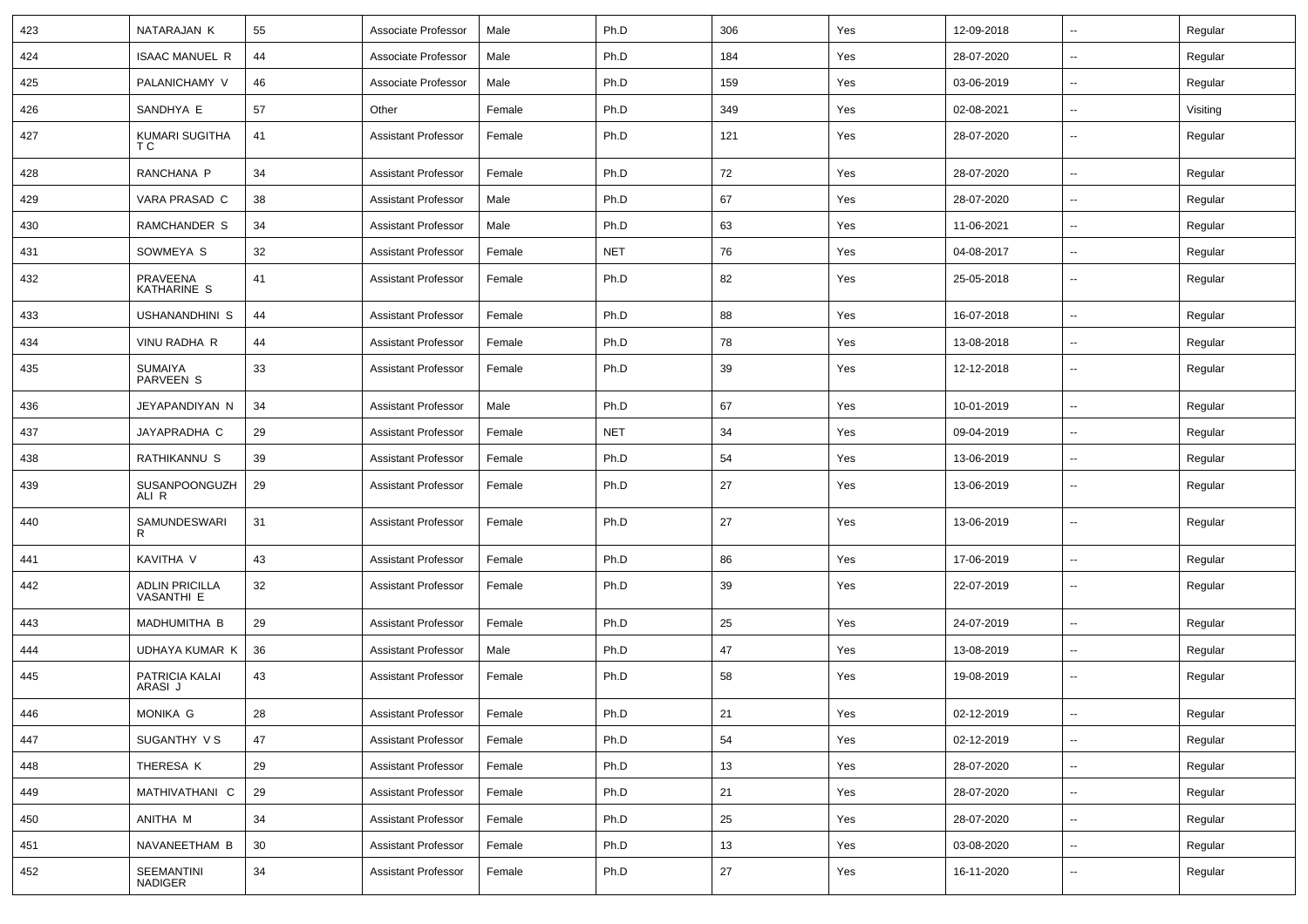| | | | | | | | | | | |
|---|---|---|---|---|---|---|---|---|---|---|
| 423 | NATARAJAN K | 55 | Associate Professor | Male | Ph.D | 306 | Yes | 12-09-2018 | -- | Regular |
| 424 | ISAAC MANUEL R | 44 | Associate Professor | Male | Ph.D | 184 | Yes | 28-07-2020 | -- | Regular |
| 425 | PALANICHAMY V | 46 | Associate Professor | Male | Ph.D | 159 | Yes | 03-06-2019 | -- | Regular |
| 426 | SANDHYA E | 57 | Other | Female | Ph.D | 349 | Yes | 02-08-2021 | -- | Visiting |
| 427 | KUMARI SUGITHA T C | 41 | Assistant Professor | Female | Ph.D | 121 | Yes | 28-07-2020 | -- | Regular |
| 428 | RANCHANA P | 34 | Assistant Professor | Female | Ph.D | 72 | Yes | 28-07-2020 | -- | Regular |
| 429 | VARA PRASAD C | 38 | Assistant Professor | Male | Ph.D | 67 | Yes | 28-07-2020 | -- | Regular |
| 430 | RAMCHANDER S | 34 | Assistant Professor | Male | Ph.D | 63 | Yes | 11-06-2021 | -- | Regular |
| 431 | SOWMEYA S | 32 | Assistant Professor | Female | NET | 76 | Yes | 04-08-2017 | -- | Regular |
| 432 | PRAVEENA KATHARINE S | 41 | Assistant Professor | Female | Ph.D | 82 | Yes | 25-05-2018 | -- | Regular |
| 433 | USHANANDHINI S | 44 | Assistant Professor | Female | Ph.D | 88 | Yes | 16-07-2018 | -- | Regular |
| 434 | VINU RADHA R | 44 | Assistant Professor | Female | Ph.D | 78 | Yes | 13-08-2018 | -- | Regular |
| 435 | SUMAIYA PARVEEN S | 33 | Assistant Professor | Female | Ph.D | 39 | Yes | 12-12-2018 | -- | Regular |
| 436 | JEYAPANDIYAN N | 34 | Assistant Professor | Male | Ph.D | 67 | Yes | 10-01-2019 | -- | Regular |
| 437 | JAYAPRADHA C | 29 | Assistant Professor | Female | NET | 34 | Yes | 09-04-2019 | -- | Regular |
| 438 | RATHIKANNU S | 39 | Assistant Professor | Female | Ph.D | 54 | Yes | 13-06-2019 | -- | Regular |
| 439 | SUSANPOONGUZHALI R | 29 | Assistant Professor | Female | Ph.D | 27 | Yes | 13-06-2019 | -- | Regular |
| 440 | SAMUNDESWARI R | 31 | Assistant Professor | Female | Ph.D | 27 | Yes | 13-06-2019 | -- | Regular |
| 441 | KAVITHA V | 43 | Assistant Professor | Female | Ph.D | 86 | Yes | 17-06-2019 | -- | Regular |
| 442 | ADLIN PRICILLA VASANTHI E | 32 | Assistant Professor | Female | Ph.D | 39 | Yes | 22-07-2019 | -- | Regular |
| 443 | MADHUMITHA B | 29 | Assistant Professor | Female | Ph.D | 25 | Yes | 24-07-2019 | -- | Regular |
| 444 | UDHAYA KUMAR K | 36 | Assistant Professor | Male | Ph.D | 47 | Yes | 13-08-2019 | -- | Regular |
| 445 | PATRICIA KALAI ARASI J | 43 | Assistant Professor | Female | Ph.D | 58 | Yes | 19-08-2019 | -- | Regular |
| 446 | MONIKA G | 28 | Assistant Professor | Female | Ph.D | 21 | Yes | 02-12-2019 | -- | Regular |
| 447 | SUGANTHY V S | 47 | Assistant Professor | Female | Ph.D | 54 | Yes | 02-12-2019 | -- | Regular |
| 448 | THERESA K | 29 | Assistant Professor | Female | Ph.D | 13 | Yes | 28-07-2020 | -- | Regular |
| 449 | MATHIVATHANI C | 29 | Assistant Professor | Female | Ph.D | 21 | Yes | 28-07-2020 | -- | Regular |
| 450 | ANITHA M | 34 | Assistant Professor | Female | Ph.D | 25 | Yes | 28-07-2020 | -- | Regular |
| 451 | NAVANEETHAM B | 30 | Assistant Professor | Female | Ph.D | 13 | Yes | 03-08-2020 | -- | Regular |
| 452 | SEEMANTINI NADIGER | 34 | Assistant Professor | Female | Ph.D | 27 | Yes | 16-11-2020 | -- | Regular |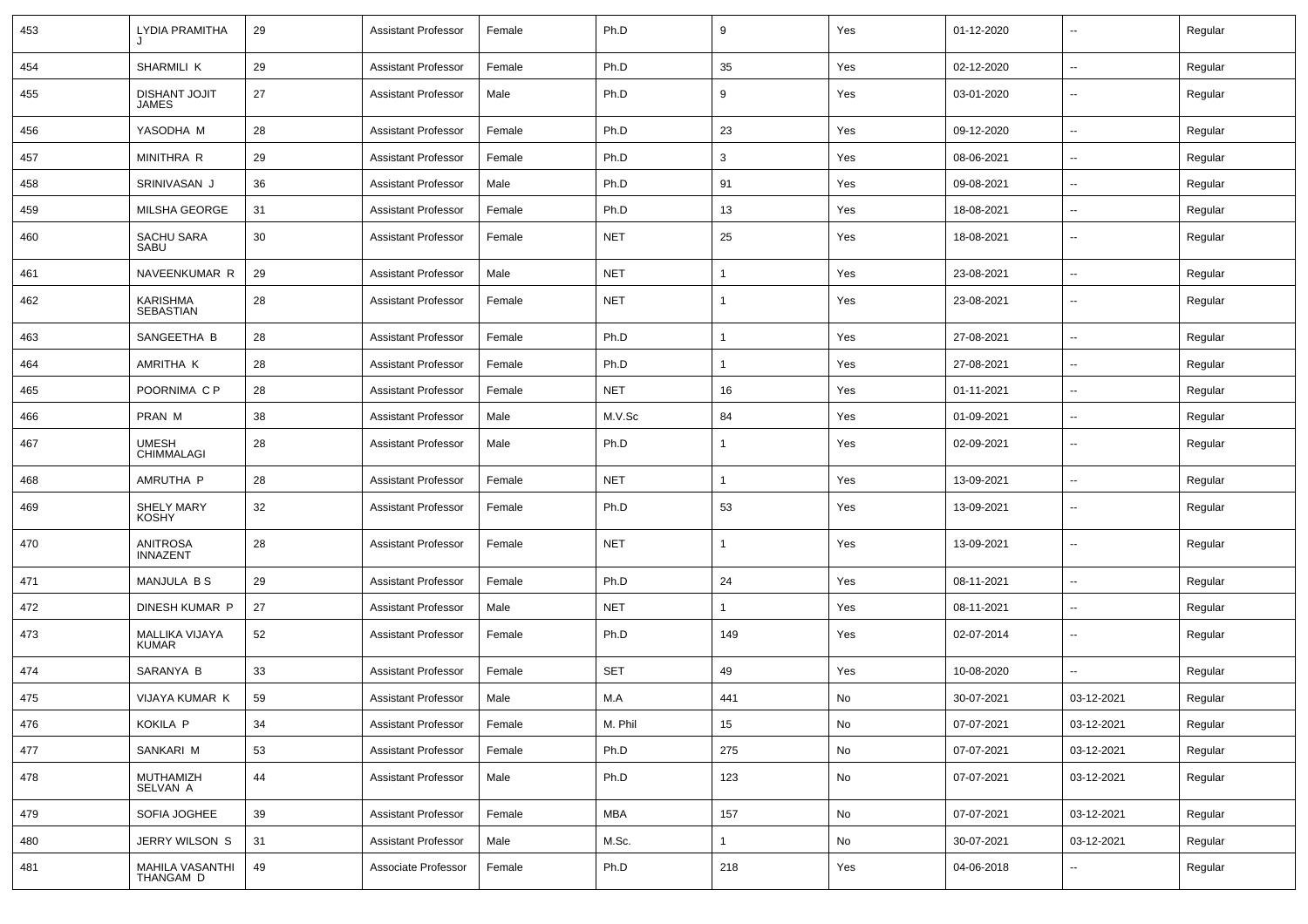| 453 | LYDIA PRAMITHA J | 29 | Assistant Professor | Female | Ph.D | 9 | Yes | 01-12-2020 | -- | Regular |
|---|---|---|---|---|---|---|---|---|---|---|
| 454 | SHARMILI K | 29 | Assistant Professor | Female | Ph.D | 35 | Yes | 02-12-2020 | -- | Regular |
| 455 | DISHANT JOJIT JAMES | 27 | Assistant Professor | Male | Ph.D | 9 | Yes | 03-01-2020 | -- | Regular |
| 456 | YASODHA M | 28 | Assistant Professor | Female | Ph.D | 23 | Yes | 09-12-2020 | -- | Regular |
| 457 | MINITHRA R | 29 | Assistant Professor | Female | Ph.D | 3 | Yes | 08-06-2021 | -- | Regular |
| 458 | SRINIVASAN J | 36 | Assistant Professor | Male | Ph.D | 91 | Yes | 09-08-2021 | -- | Regular |
| 459 | MILSHA GEORGE | 31 | Assistant Professor | Female | Ph.D | 13 | Yes | 18-08-2021 | -- | Regular |
| 460 | SACHU SARA SABU | 30 | Assistant Professor | Female | NET | 25 | Yes | 18-08-2021 | -- | Regular |
| 461 | NAVEENKUMAR R | 29 | Assistant Professor | Male | NET | 1 | Yes | 23-08-2021 | -- | Regular |
| 462 | KARISHMA SEBASTIAN | 28 | Assistant Professor | Female | NET | 1 | Yes | 23-08-2021 | -- | Regular |
| 463 | SANGEETHA B | 28 | Assistant Professor | Female | Ph.D | 1 | Yes | 27-08-2021 | -- | Regular |
| 464 | AMRITHA K | 28 | Assistant Professor | Female | Ph.D | 1 | Yes | 27-08-2021 | -- | Regular |
| 465 | POORNIMA C P | 28 | Assistant Professor | Female | NET | 16 | Yes | 01-11-2021 | -- | Regular |
| 466 | PRAN M | 38 | Assistant Professor | Male | M.V.Sc | 84 | Yes | 01-09-2021 | -- | Regular |
| 467 | UMESH CHIMMALAGI | 28 | Assistant Professor | Male | Ph.D | 1 | Yes | 02-09-2021 | -- | Regular |
| 468 | AMRUTHA P | 28 | Assistant Professor | Female | NET | 1 | Yes | 13-09-2021 | -- | Regular |
| 469 | SHELY MARY KOSHY | 32 | Assistant Professor | Female | Ph.D | 53 | Yes | 13-09-2021 | -- | Regular |
| 470 | ANITROSA INNAZENT | 28 | Assistant Professor | Female | NET | 1 | Yes | 13-09-2021 | -- | Regular |
| 471 | MANJULA B S | 29 | Assistant Professor | Female | Ph.D | 24 | Yes | 08-11-2021 | -- | Regular |
| 472 | DINESH KUMAR P | 27 | Assistant Professor | Male | NET | 1 | Yes | 08-11-2021 | -- | Regular |
| 473 | MALLIKA VIJAYA KUMAR | 52 | Assistant Professor | Female | Ph.D | 149 | Yes | 02-07-2014 | -- | Regular |
| 474 | SARANYA B | 33 | Assistant Professor | Female | SET | 49 | Yes | 10-08-2020 | -- | Regular |
| 475 | VIJAYA KUMAR K | 59 | Assistant Professor | Male | M.A | 441 | No | 30-07-2021 | 03-12-2021 | Regular |
| 476 | KOKILA P | 34 | Assistant Professor | Female | M. Phil | 15 | No | 07-07-2021 | 03-12-2021 | Regular |
| 477 | SANKARI M | 53 | Assistant Professor | Female | Ph.D | 275 | No | 07-07-2021 | 03-12-2021 | Regular |
| 478 | MUTHAMIZH SELVAN A | 44 | Assistant Professor | Male | Ph.D | 123 | No | 07-07-2021 | 03-12-2021 | Regular |
| 479 | SOFIA JOGHEE | 39 | Assistant Professor | Female | MBA | 157 | No | 07-07-2021 | 03-12-2021 | Regular |
| 480 | JERRY WILSON S | 31 | Assistant Professor | Male | M.Sc. | 1 | No | 30-07-2021 | 03-12-2021 | Regular |
| 481 | MAHILA VASANTHI THANGAM D | 49 | Associate Professor | Female | Ph.D | 218 | Yes | 04-06-2018 | -- | Regular |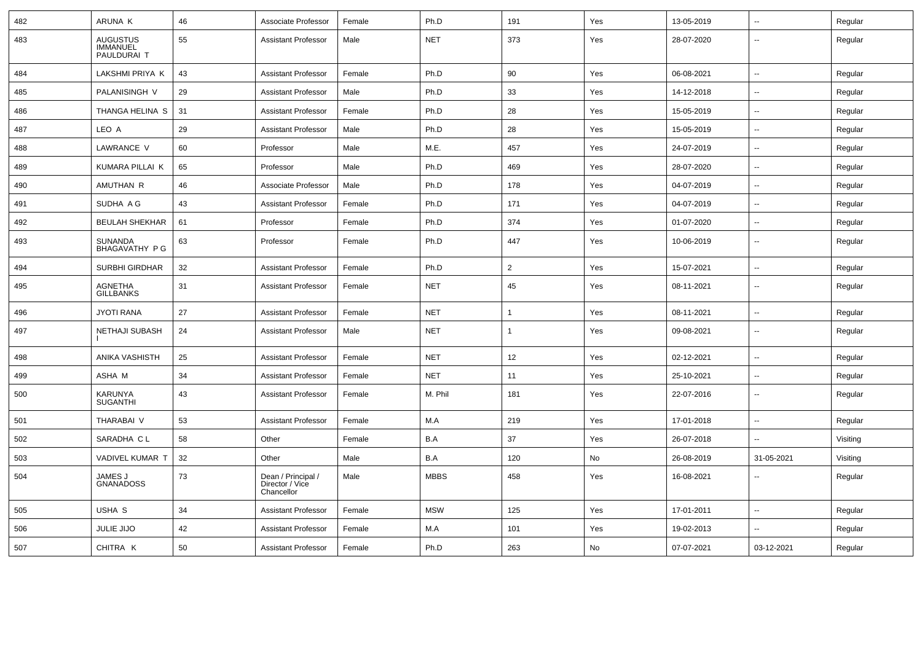| | | | | | | | | | | |
|---|---|---|---|---|---|---|---|---|---|---|
| 482 | ARUNA K | 46 | Associate Professor | Female | Ph.D | 191 | Yes | 13-05-2019 | -- | Regular |
| 483 | AUGUSTUS IMMANUEL PAULDURAI T | 55 | Assistant Professor | Male | NET | 373 | Yes | 28-07-2020 | -- | Regular |
| 484 | LAKSHMI PRIYA K | 43 | Assistant Professor | Female | Ph.D | 90 | Yes | 06-08-2021 | -- | Regular |
| 485 | PALANISINGH V | 29 | Assistant Professor | Male | Ph.D | 33 | Yes | 14-12-2018 | -- | Regular |
| 486 | THANGA HELINA S | 31 | Assistant Professor | Female | Ph.D | 28 | Yes | 15-05-2019 | -- | Regular |
| 487 | LEO A | 29 | Assistant Professor | Male | Ph.D | 28 | Yes | 15-05-2019 | -- | Regular |
| 488 | LAWRANCE V | 60 | Professor | Male | M.E. | 457 | Yes | 24-07-2019 | -- | Regular |
| 489 | KUMARA PILLAI K | 65 | Professor | Male | Ph.D | 469 | Yes | 28-07-2020 | -- | Regular |
| 490 | AMUTHAN R | 46 | Associate Professor | Male | Ph.D | 178 | Yes | 04-07-2019 | -- | Regular |
| 491 | SUDHA A G | 43 | Assistant Professor | Female | Ph.D | 171 | Yes | 04-07-2019 | -- | Regular |
| 492 | BEULAH SHEKHAR | 61 | Professor | Female | Ph.D | 374 | Yes | 01-07-2020 | -- | Regular |
| 493 | SUNANDA BHAGAVATHY P G | 63 | Professor | Female | Ph.D | 447 | Yes | 10-06-2019 | -- | Regular |
| 494 | SURBHI GIRDHAR | 32 | Assistant Professor | Female | Ph.D | 2 | Yes | 15-07-2021 | -- | Regular |
| 495 | AGNETHA GILLBANKS | 31 | Assistant Professor | Female | NET | 45 | Yes | 08-11-2021 | -- | Regular |
| 496 | JYOTI RANA | 27 | Assistant Professor | Female | NET | 1 | Yes | 08-11-2021 | -- | Regular |
| 497 | NETHAJI SUBASH I | 24 | Assistant Professor | Male | NET | 1 | Yes | 09-08-2021 | -- | Regular |
| 498 | ANIKA VASHISTH | 25 | Assistant Professor | Female | NET | 12 | Yes | 02-12-2021 | -- | Regular |
| 499 | ASHA M | 34 | Assistant Professor | Female | NET | 11 | Yes | 25-10-2021 | -- | Regular |
| 500 | KARUNYA SUGANTHI | 43 | Assistant Professor | Female | M. Phil | 181 | Yes | 22-07-2016 | -- | Regular |
| 501 | THARABAI V | 53 | Assistant Professor | Female | M.A | 219 | Yes | 17-01-2018 | -- | Regular |
| 502 | SARADHA C L | 58 | Other | Female | B.A | 37 | Yes | 26-07-2018 | -- | Visiting |
| 503 | VADIVEL KUMAR T | 32 | Other | Male | B.A | 120 | No | 26-08-2019 | 31-05-2021 | Visiting |
| 504 | JAMES J GNANADOSS | 73 | Dean / Principal / Director / Vice Chancellor | Male | MBBS | 458 | Yes | 16-08-2021 | -- | Regular |
| 505 | USHA S | 34 | Assistant Professor | Female | MSW | 125 | Yes | 17-01-2011 | -- | Regular |
| 506 | JULIE JIJO | 42 | Assistant Professor | Female | M.A | 101 | Yes | 19-02-2013 | -- | Regular |
| 507 | CHITRA K | 50 | Assistant Professor | Female | Ph.D | 263 | No | 07-07-2021 | 03-12-2021 | Regular |